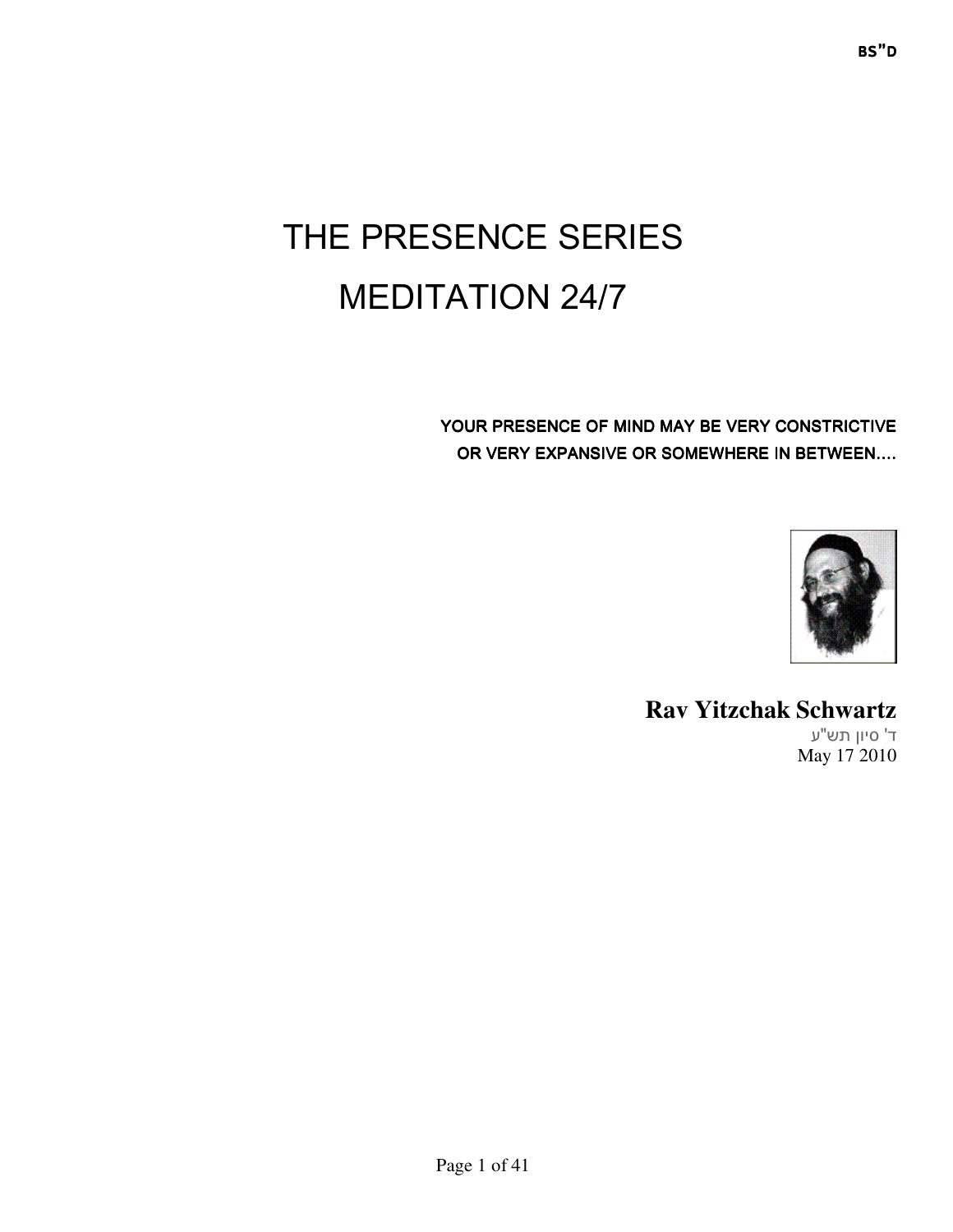BS"D

# THE PRESENCE SERIES

# MEDITATION 24/7

**YOUR PRESENCE OF MIND MAY BE VERY CONSTRICTIVE OR VERY EXPANSIVE OR SOMEWHERE IN BETWEEN….**

**Rav Yitzchak Schwartz**

ד' סיון תש"ע

May 17 2010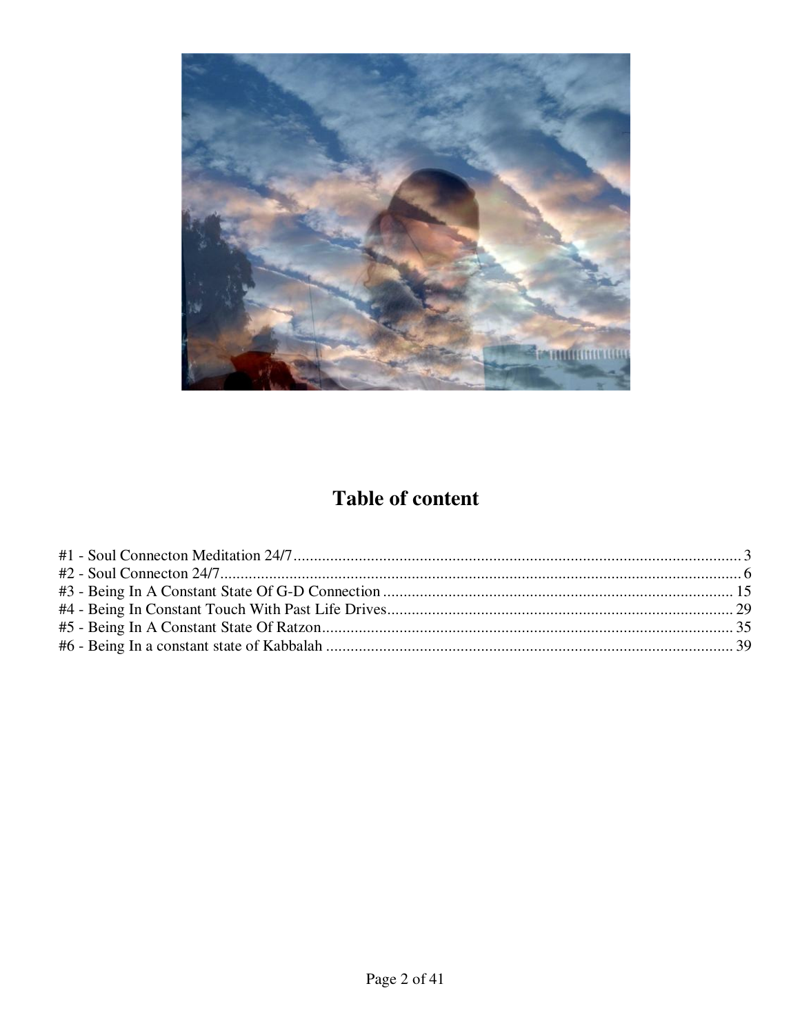# Table of content

#1 - Soul Connecton Meditation 24/7 ........................................................................................................ 3
#2 - Soul Connecton 24/7 .......................................................................................................................... 6
#3 - Being In A Constant State Of G-D Connection ...................................................................................... 15
#4 - Being In Constant Touch With Past Life Drives ..................................................................................... 29
#5 - Being In A Constant State Of Ratzon ..................................................................................................... 35
#6 - Being In a constant state of Kabbalah ..................................................................................................... 39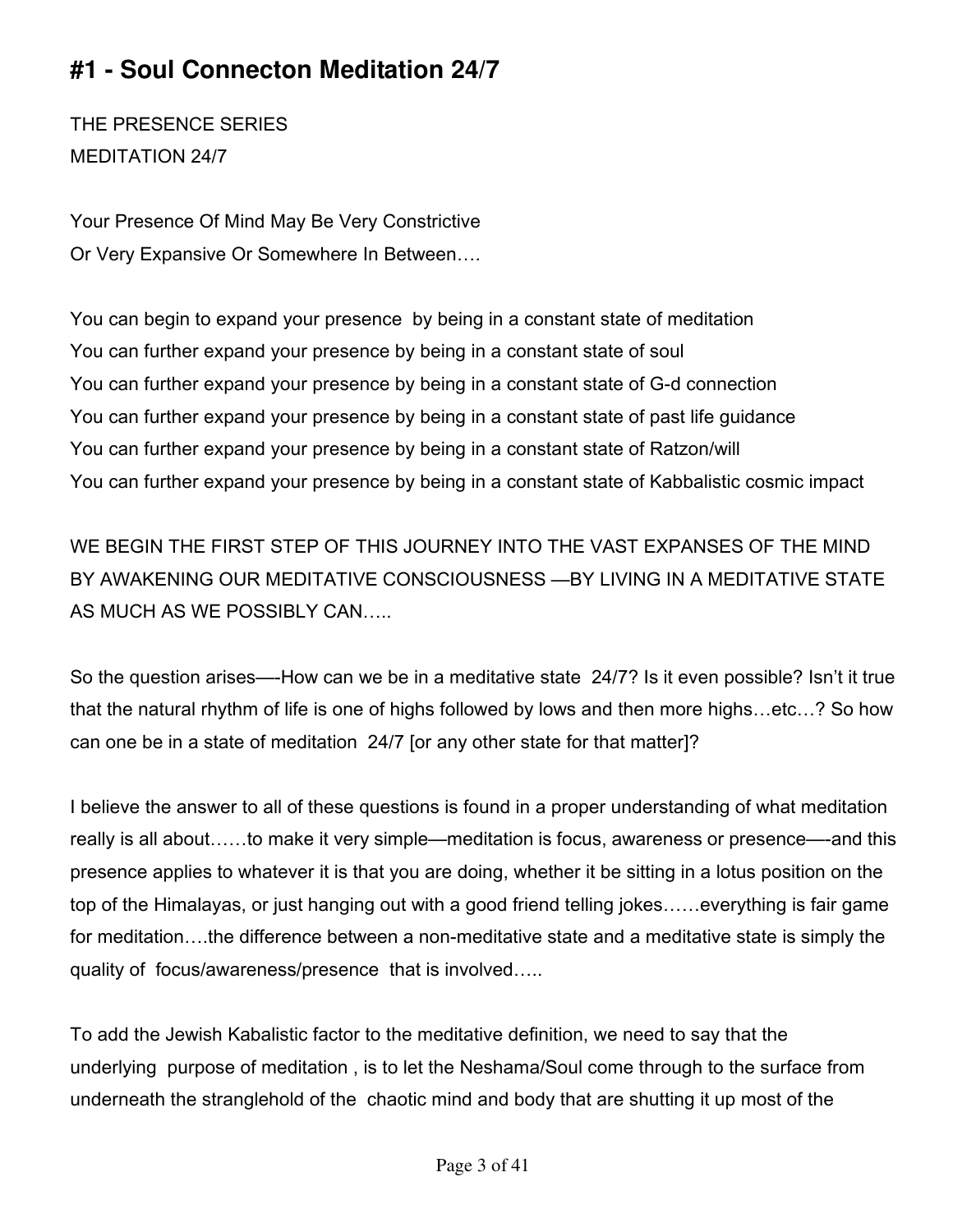# #1 - Soul Connecton Meditation 24/7

THE PRESENCE SERIES
MEDITATION 24/7

Your Presence Of Mind May Be Very Constrictive
Or Very Expansive Or Somewhere In Between….

You can begin to expand your presence by being in a constant state of meditation
You can further expand your presence by being in a constant state of soul
You can further expand your presence by being in a constant state of G-d connection
You can further expand your presence by being in a constant state of past life guidance
You can further expand your presence by being in a constant state of Ratzon/will
You can further expand your presence by being in a constant state of Kabbalistic cosmic impact

WE BEGIN THE FIRST STEP OF THIS JOURNEY INTO THE VAST EXPANSES OF THE MIND BY AWAKENING OUR MEDITATIVE CONSCIOUSNESS —BY LIVING IN A MEDITATIVE STATE AS MUCH AS WE POSSIBLY CAN…..

So the question arises—-How can we be in a meditative state 24/7? Is it even possible? Isn't it true that the natural rhythm of life is one of highs followed by lows and then more highs…etc…? So how can one be in a state of meditation 24/7 [or any other state for that matter]?

I believe the answer to all of these questions is found in a proper understanding of what meditation really is all about……to make it very simple—meditation is focus, awareness or presence—-and this presence applies to whatever it is that you are doing, whether it be sitting in a lotus position on the top of the Himalayas, or just hanging out with a good friend telling jokes……everything is fair game for meditation….the difference between a non-meditative state and a meditative state is simply the quality of focus/awareness/presence that is involved…..

To add the Jewish Kabalistic factor to the meditative definition, we need to say that the underlying purpose of meditation , is to let the Neshama/Soul come through to the surface from underneath the stranglehold of the chaotic mind and body that are shutting it up most of the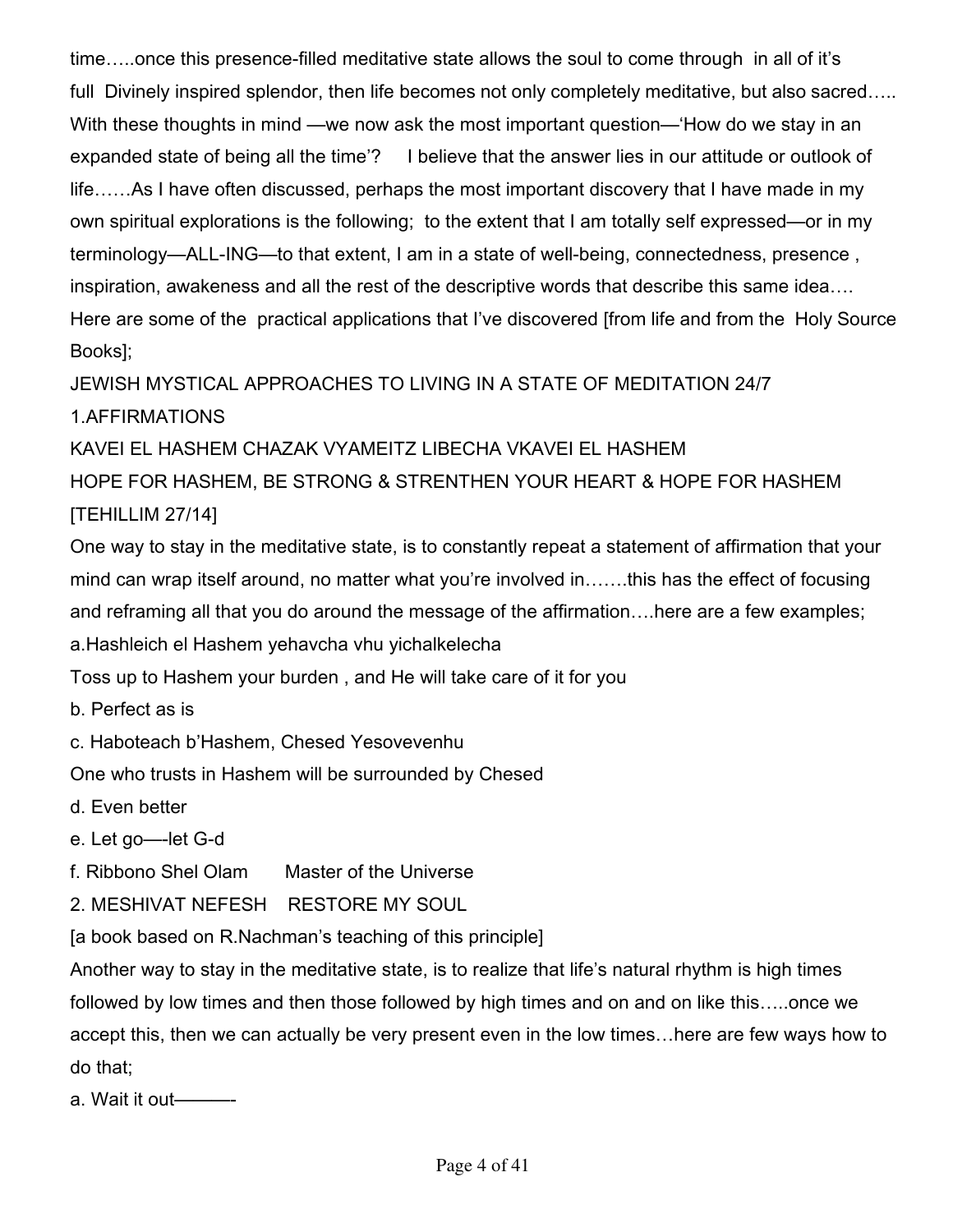time…..once this presence-filled meditative state allows the soul to come through in all of it's full Divinely inspired splendor, then life becomes not only completely meditative, but also sacred….. With these thoughts in mind —we now ask the most important question—'How do we stay in an expanded state of being all the time'? I believe that the answer lies in our attitude or outlook of life……As I have often discussed, perhaps the most important discovery that I have made in my own spiritual explorations is the following; to the extent that I am totally self expressed—or in my terminology—ALL-ING—to that extent, I am in a state of well-being, connectedness, presence , inspiration, awakeness and all the rest of the descriptive words that describe this same idea…. Here are some of the practical applications that I've discovered [from life and from the Holy Source Books];

## JEWISH MYSTICAL APPROACHES TO LIVING IN A STATE OF MEDITATION 24/7

### 1.AFFIRMATIONS

KAVEI EL HASHEM CHAZAK VYAMEITZ LIBECHA VKAVEI EL HASHEM

HOPE FOR HASHEM, BE STRONG & STRENTHEN YOUR HEART & HOPE FOR HASHEM [TEHILLIM 27/14]

One way to stay in the meditative state, is to constantly repeat a statement of affirmation that your mind can wrap itself around, no matter what you're involved in…….this has the effect of focusing and reframing all that you do around the message of the affirmation….here are a few examples;

a.Hashleich el Hashem yehavcha vhu yichalkelecha

Toss up to Hashem your burden , and He will take care of it for you

b. Perfect as is

c. Haboteach b'Hashem, Chesed Yesovevenhu

One who trusts in Hashem will be surrounded by Chesed

d. Even better

e. Let go—-let G-d

f. Ribbono Shel Olam  Master of the Universe

### 2. MESHIVAT NEFESH  RESTORE MY SOUL

[a book based on R.Nachman's teaching of this principle]

Another way to stay in the meditative state, is to realize that life's natural rhythm is high times followed by low times and then those followed by high times and on and on like this…..once we accept this, then we can actually be very present even in the low times…here are few ways how to do that;

a. Wait it out———-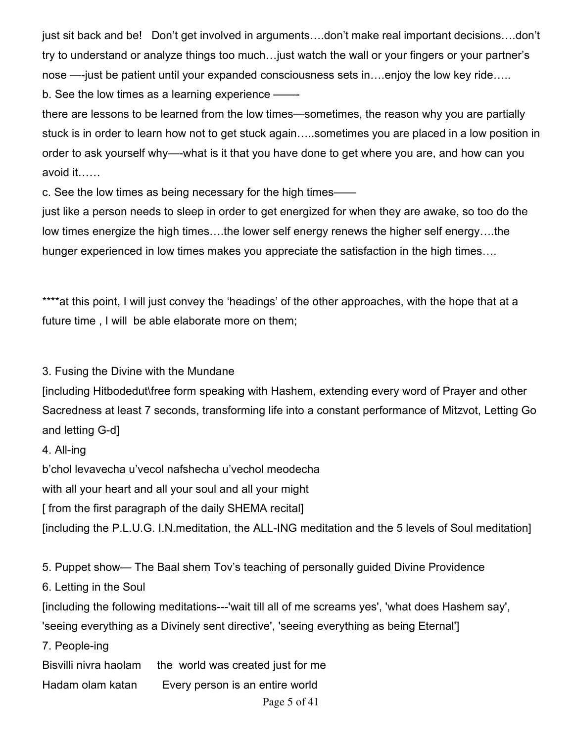just sit back and be!   Don't get involved in arguments….don't make real important decisions….don't try to understand or analyze things too much…just watch the wall or your fingers or your partner's nose —-just be patient until your expanded consciousness sets in….enjoy the low key ride…..

b. See the low times as a learning experience ——-

there are lessons to be learned from the low times—sometimes, the reason why you are partially stuck is in order to learn how not to get stuck again…..sometimes you are placed in a low position in order to ask yourself why—-what is it that you have done to get where you are, and how can you avoid it……

c. See the low times as being necessary for the high times——

just like a person needs to sleep in order to get energized for when they are awake, so too do the low times energize the high times….the lower self energy renews the higher self energy….the hunger experienced in low times makes you appreciate the satisfaction in the high times….

****at this point, I will just convey the 'headings' of the other approaches, with the hope that at a future time , I will  be able elaborate more on them;

3. Fusing the Divine with the Mundane

[including Hitbodedut\free form speaking with Hashem, extending every word of Prayer and other Sacredness at least 7 seconds, transforming life into a constant performance of Mitzvot, Letting Go and letting G-d]

4. All-ing

b'chol levavecha u'vecol nafshecha u'vechol meodecha

with all your heart and all your soul and all your might

[ from the first paragraph of the daily SHEMA recital]

[including the P.L.U.G. I.N.meditation, the ALL-ING meditation and the 5 levels of Soul meditation]

5. Puppet show— The Baal shem Tov's teaching of personally guided Divine Providence

6. Letting in the Soul

[including the following meditations---'wait till all of me screams yes', 'what does Hashem say', 'seeing everything as a Divinely sent directive', 'seeing everything as being Eternal']

7. People-ing

Bisvilli nivra haolam     the  world was created just for me

Hadam olam katan        Every person is an entire world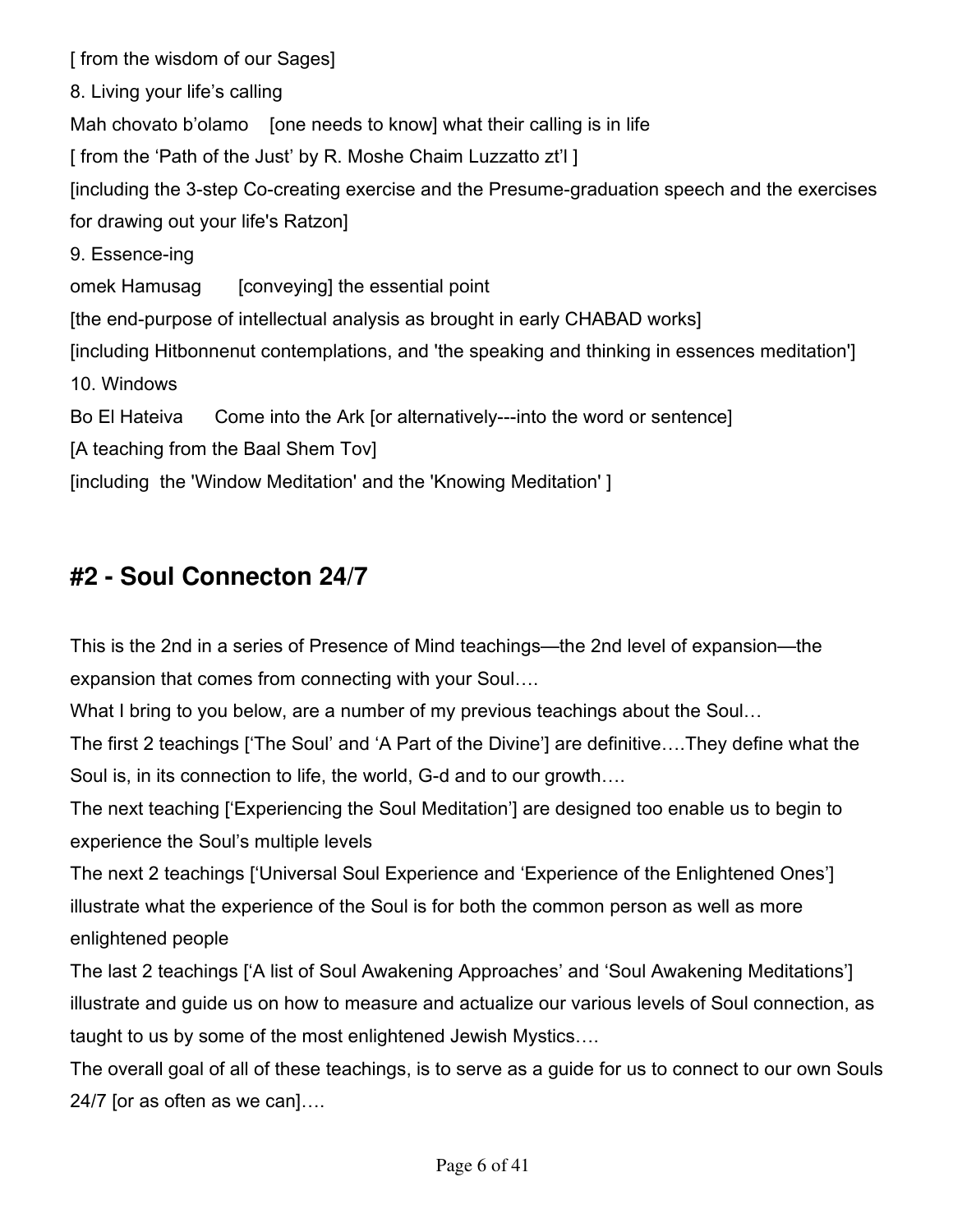[ from the wisdom of our Sages]

8. Living your life's calling

Mah chovato b'olamo [one needs to know] what their calling is in life

[ from the 'Path of the Just' by R. Moshe Chaim Luzzatto zt'l ]

[including the 3-step Co-creating exercise and the Presume-graduation speech and the exercises for drawing out your life's Ratzon]

9. Essence-ing

omek Hamusag [conveying] the essential point

[the end-purpose of intellectual analysis as brought in early CHABAD works]

[including Hitbonnenut contemplations, and 'the speaking and thinking in essences meditation']

10. Windows

Bo El Hateiva Come into the Ark [or alternatively---into the word or sentence]

[A teaching from the Baal Shem Tov]

[including the 'Window Meditation' and the 'Knowing Meditation' ]

## #2 - Soul Connecton 24/7

This is the 2nd in a series of Presence of Mind teachings—the 2nd level of expansion—the expansion that comes from connecting with your Soul….

What I bring to you below, are a number of my previous teachings about the Soul…

The first 2 teachings ['The Soul' and 'A Part of the Divine'] are definitive….They define what the Soul is, in its connection to life, the world, G-d and to our growth….

The next teaching ['Experiencing the Soul Meditation'] are designed too enable us to begin to experience the Soul's multiple levels

The next 2 teachings ['Universal Soul Experience and 'Experience of the Enlightened Ones'] illustrate what the experience of the Soul is for both the common person as well as more enlightened people

The last 2 teachings ['A list of Soul Awakening Approaches' and 'Soul Awakening Meditations'] illustrate and guide us on how to measure and actualize our various levels of Soul connection, as taught to us by some of the most enlightened Jewish Mystics….

The overall goal of all of these teachings, is to serve as a guide for us to connect to our own Souls 24/7 [or as often as we can]….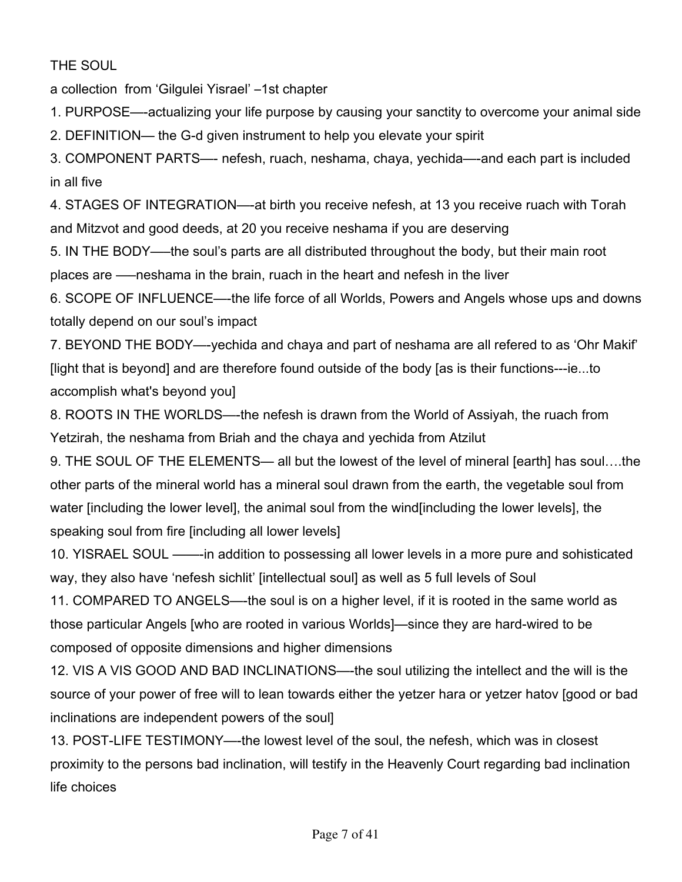THE SOUL

a collection from 'Gilgulei Yisrael' –1st chapter

1. PURPOSE—-actualizing your life purpose by causing your sanctity to overcome your animal side

2. DEFINITION— the G-d given instrument to help you elevate your spirit

3. COMPONENT PARTS—- nefesh, ruach, neshama, chaya, yechida—-and each part is included in all five

4. STAGES OF INTEGRATION—-at birth you receive nefesh, at 13 you receive ruach with Torah and Mitzvot and good deeds, at 20 you receive neshama if you are deserving

5. IN THE BODY——the soul's parts are all distributed throughout the body, but their main root places are ——neshama in the brain, ruach in the heart and nefesh in the liver

6. SCOPE OF INFLUENCE—-the life force of all Worlds, Powers and Angels whose ups and downs totally depend on our soul's impact

7. BEYOND THE BODY—-yechida and chaya and part of neshama are all refered to as 'Ohr Makif' [light that is beyond] and are therefore found outside of the body [as is their functions---ie...to accomplish what's beyond you]

8. ROOTS IN THE WORLDS—-the nefesh is drawn from the World of Assiyah, the ruach from Yetzirah, the neshama from Briah and the chaya and yechida from Atzilut

9. THE SOUL OF THE ELEMENTS— all but the lowest of the level of mineral [earth] has soul….the other parts of the mineral world has a mineral soul drawn from the earth, the vegetable soul from water [including the lower level], the animal soul from the wind[including the lower levels], the speaking soul from fire [including all lower levels]

10. YISRAEL SOUL ——-in addition to possessing all lower levels in a more pure and sohisticated way, they also have 'nefesh sichlit' [intellectual soul] as well as 5 full levels of Soul

11. COMPARED TO ANGELS—-the soul is on a higher level, if it is rooted in the same world as those particular Angels [who are rooted in various Worlds]—since they are hard-wired to be composed of opposite dimensions and higher dimensions

12. VIS A VIS GOOD AND BAD INCLINATIONS—-the soul utilizing the intellect and the will is the source of your power of free will to lean towards either the yetzer hara or yetzer hatov [good or bad inclinations are independent powers of the soul]

13. POST-LIFE TESTIMONY—-the lowest level of the soul, the nefesh, which was in closest proximity to the persons bad inclination, will testify in the Heavenly Court regarding bad inclination life choices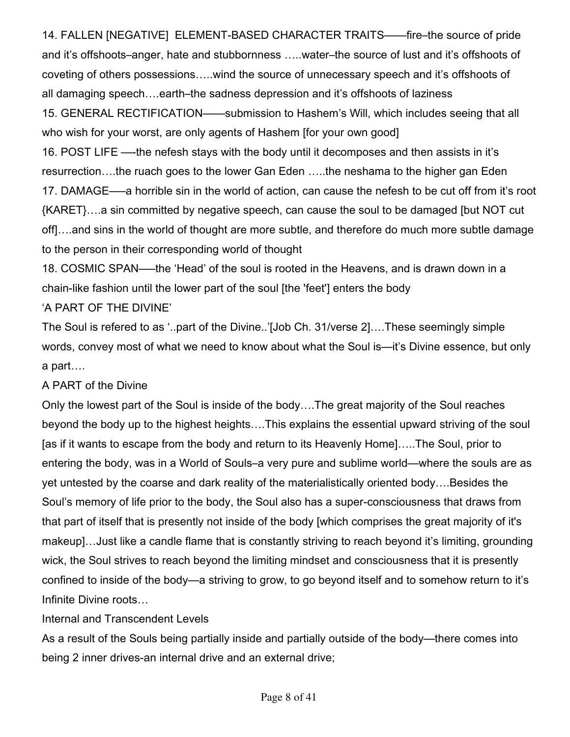14. FALLEN [NEGATIVE]  ELEMENT-BASED CHARACTER TRAITS——fire–the source of pride and it's offshoots–anger, hate and stubbornness …..water–the source of lust and it's offshoots of coveting of others possessions…..wind the source of unnecessary speech and it's offshoots of all damaging speech….earth–the sadness depression and it's offshoots of laziness

15. GENERAL RECTIFICATION——submission to Hashem's Will, which includes seeing that all who wish for your worst, are only agents of Hashem [for your own good]

16. POST LIFE —-the nefesh stays with the body until it decomposes and then assists in it's resurrection….the ruach goes to the lower Gan Eden …..the neshama to the higher gan Eden

17. DAMAGE—–a horrible sin in the world of action, can cause the nefesh to be cut off from it's root {KARET}….a sin committed by negative speech, can cause the soul to be damaged [but NOT cut off]….and sins in the world of thought are more subtle, and therefore do much more subtle damage to the person in their corresponding world of thought

18. COSMIC SPAN—–the 'Head' of the soul is rooted in the Heavens, and is drawn down in a chain-like fashion until the lower part of the soul [the 'feet'] enters the body

'A PART OF THE DIVINE'

The Soul is refered to as '..part of the Divine..'[Job Ch. 31/verse 2]….These seemingly simple words, convey most of what we need to know about what the Soul is—it's Divine essence, but only a part….

A PART of the Divine

Only the lowest part of the Soul is inside of the body….The great majority of the Soul reaches beyond the body up to the highest heights….This explains the essential upward striving of the soul [as if it wants to escape from the body and return to its Heavenly Home]…..The Soul, prior to entering the body, was in a World of Souls–a very pure and sublime world—where the souls are as yet untested by the coarse and dark reality of the materialistically oriented body….Besides the Soul's memory of life prior to the body, the Soul also has a super-consciousness that draws from that part of itself that is presently not inside of the body [which comprises the great majority of it's makeup]…Just like a candle flame that is constantly striving to reach beyond it's limiting, grounding wick, the Soul strives to reach beyond the limiting mindset and consciousness that it is presently confined to inside of the body—a striving to grow, to go beyond itself and to somehow return to it's Infinite Divine roots…

Internal and Transcendent Levels

As a result of the Souls being partially inside and partially outside of the body—there comes into being 2 inner drives-an internal drive and an external drive;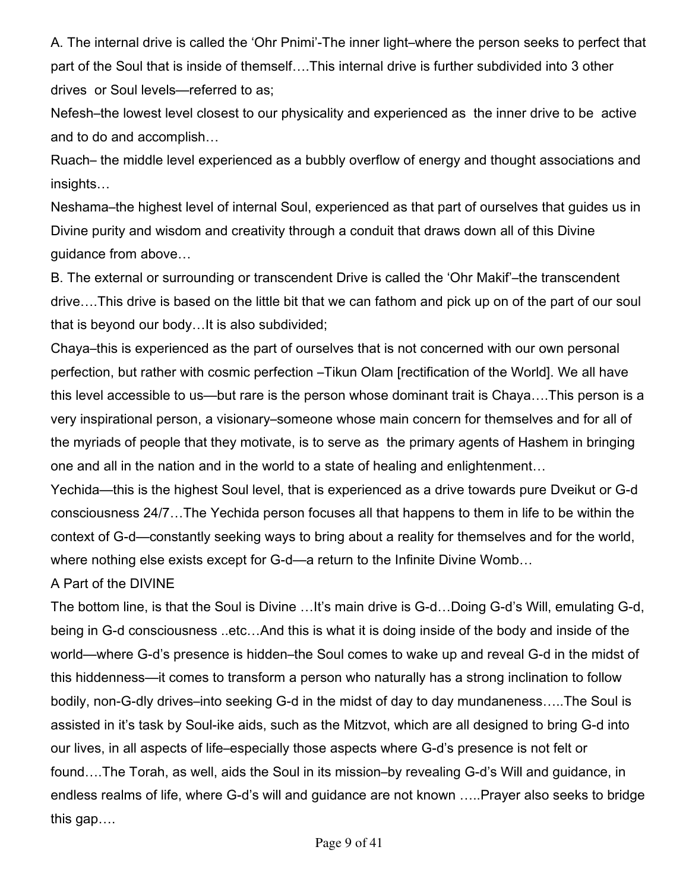A. The internal drive is called the 'Ohr Pnimi'-The inner light–where the person seeks to perfect that part of the Soul that is inside of themself….This internal drive is further subdivided into 3 other drives or Soul levels—referred to as;

Nefesh–the lowest level closest to our physicality and experienced as the inner drive to be active and to do and accomplish…

Ruach– the middle level experienced as a bubbly overflow of energy and thought associations and insights…

Neshama–the highest level of internal Soul, experienced as that part of ourselves that guides us in Divine purity and wisdom and creativity through a conduit that draws down all of this Divine guidance from above…

B. The external or surrounding or transcendent Drive is called the 'Ohr Makif'–the transcendent drive….This drive is based on the little bit that we can fathom and pick up on of the part of our soul that is beyond our body…It is also subdivided;

Chaya–this is experienced as the part of ourselves that is not concerned with our own personal perfection, but rather with cosmic perfection –Tikun Olam [rectification of the World]. We all have this level accessible to us—but rare is the person whose dominant trait is Chaya….This person is a very inspirational person, a visionary–someone whose main concern for themselves and for all of the myriads of people that they motivate, is to serve as the primary agents of Hashem in bringing one and all in the nation and in the world to a state of healing and enlightenment…

Yechida—this is the highest Soul level, that is experienced as a drive towards pure Dveikut or G-d consciousness 24/7…The Yechida person focuses all that happens to them in life to be within the context of G-d—constantly seeking ways to bring about a reality for themselves and for the world, where nothing else exists except for G-d—a return to the Infinite Divine Womb…

A Part of the DIVINE

The bottom line, is that the Soul is Divine …It's main drive is G-d…Doing G-d's Will, emulating G-d, being in G-d consciousness ..etc…And this is what it is doing inside of the body and inside of the world—where G-d's presence is hidden–the Soul comes to wake up and reveal G-d in the midst of this hiddenness—it comes to transform a person who naturally has a strong inclination to follow bodily, non-G-dly drives–into seeking G-d in the midst of day to day mundaneness…..The Soul is assisted in it's task by Soul-ike aids, such as the Mitzvot, which are all designed to bring G-d into our lives, in all aspects of life–especially those aspects where G-d's presence is not felt or found….The Torah, as well, aids the Soul in its mission–by revealing G-d's Will and guidance, in endless realms of life, where G-d's will and guidance are not known …..Prayer also seeks to bridge this gap….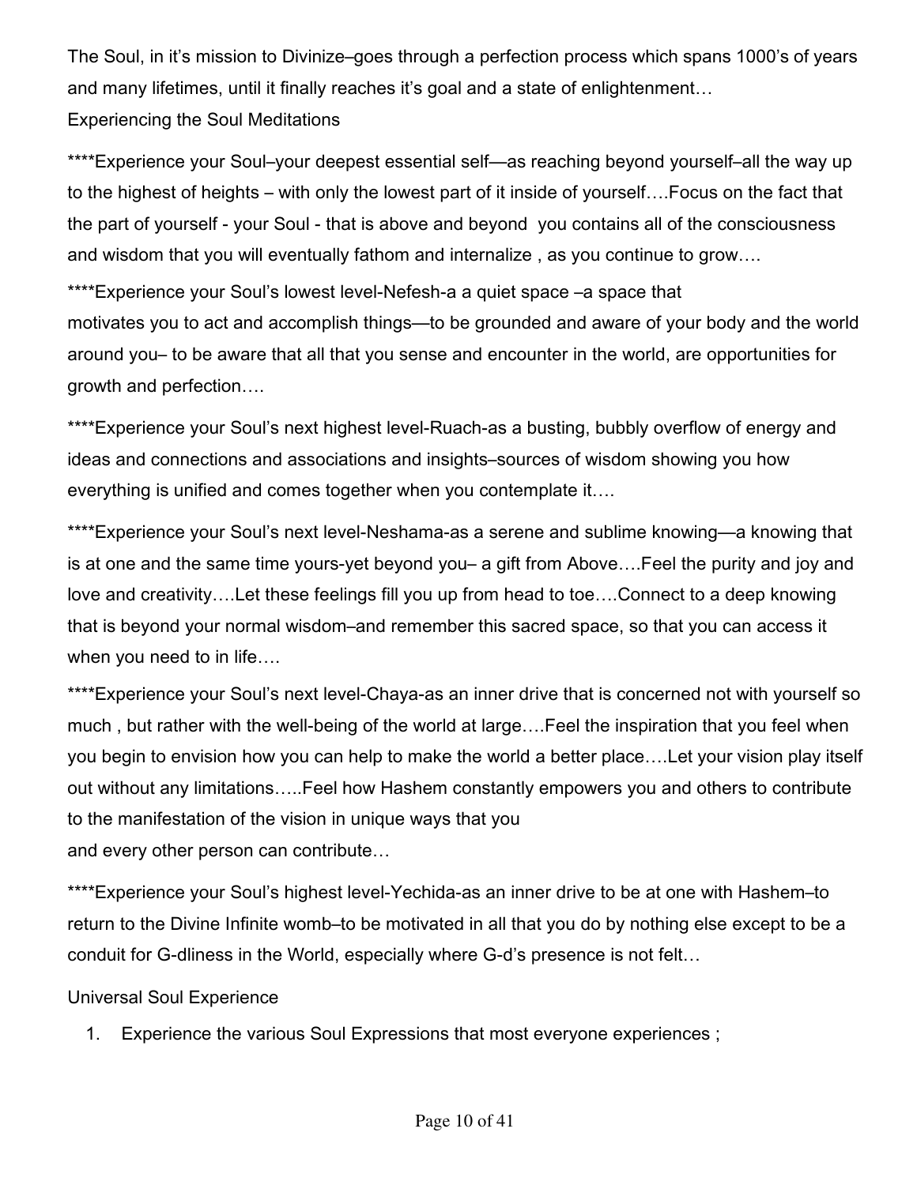The Soul, in it's mission to Divinize–goes through a perfection process which spans 1000's of years and many lifetimes, until it finally reaches it's goal and a state of enlightenment…

Experiencing the Soul Meditations

****Experience your Soul–your deepest essential self—as reaching beyond yourself–all the way up to the highest of heights – with only the lowest part of it inside of yourself….Focus on the fact that the part of yourself - your Soul - that is above and beyond you contains all of the consciousness and wisdom that you will eventually fathom and internalize , as you continue to grow….

****Experience your Soul's lowest level-Nefesh-a a quiet space –a space that motivates you to act and accomplish things—to be grounded and aware of your body and the world around you– to be aware that all that you sense and encounter in the world, are opportunities for growth and perfection….

****Experience your Soul's next highest level-Ruach-as a busting, bubbly overflow of energy and ideas and connections and associations and insights–sources of wisdom showing you how everything is unified and comes together when you contemplate it….

****Experience your Soul's next level-Neshama-as a serene and sublime knowing—a knowing that is at one and the same time yours-yet beyond you– a gift from Above….Feel the purity and joy and love and creativity….Let these feelings fill you up from head to toe….Connect to a deep knowing that is beyond your normal wisdom–and remember this sacred space, so that you can access it when you need to in life….

****Experience your Soul's next level-Chaya-as an inner drive that is concerned not with yourself so much , but rather with the well-being of the world at large….Feel the inspiration that you feel when you begin to envision how you can help to make the world a better place….Let your vision play itself out without any limitations…..Feel how Hashem constantly empowers you and others to contribute to the manifestation of the vision in unique ways that you and every other person can contribute…

****Experience your Soul's highest level-Yechida-as an inner drive to be at one with Hashem–to return to the Divine Infinite womb–to be motivated in all that you do by nothing else except to be a conduit for G-dliness in the World, especially where G-d's presence is not felt…

Universal Soul Experience

1. Experience the various Soul Expressions that most everyone experiences ;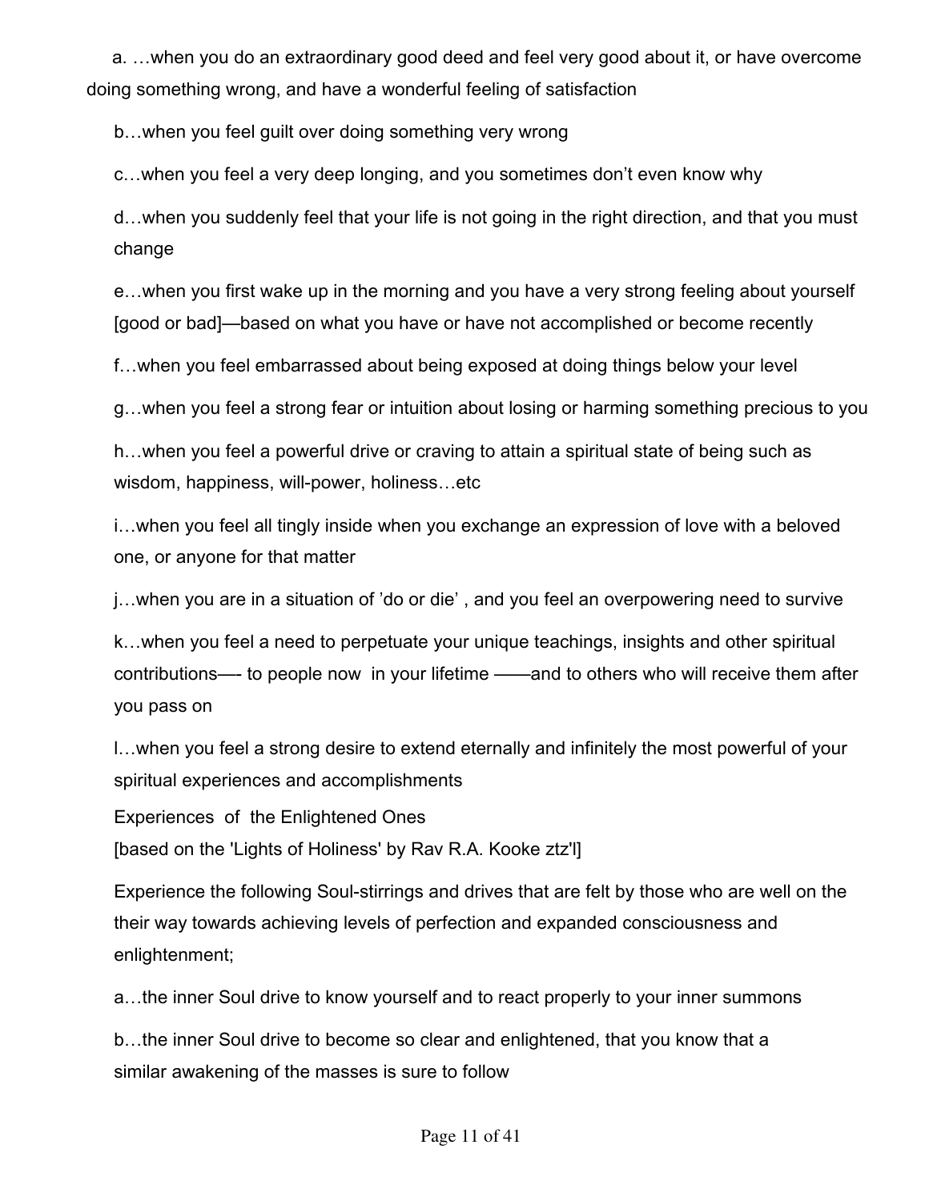a. …when you do an extraordinary good deed and feel very good about it, or have overcome doing something wrong, and have a wonderful feeling of satisfaction

b…when you feel guilt over doing something very wrong

c…when you feel a very deep longing, and you sometimes don't even know why

d…when you suddenly feel that your life is not going in the right direction, and that you must change

e…when you first wake up in the morning and you have a very strong feeling about yourself [good or bad]—based on what you have or have not accomplished or become recently

f…when you feel embarrassed about being exposed at doing things below your level

g…when you feel a strong fear or intuition about losing or harming something precious to you

h…when you feel a powerful drive or craving to attain a spiritual state of being such as wisdom, happiness, will-power, holiness…etc

i…when you feel all tingly inside when you exchange an expression of love with a beloved one, or anyone for that matter

j…when you are in a situation of 'do or die' , and you feel an overpowering need to survive

k…when you feel a need to perpetuate your unique teachings, insights and other spiritual contributions—- to people now in your lifetime ——and to others who will receive them after you pass on

l…when you feel a strong desire to extend eternally and infinitely the most powerful of your spiritual experiences and accomplishments

Experiences of the Enlightened Ones

[based on the 'Lights of Holiness' by Rav R.A. Kooke ztz'l]

Experience the following Soul-stirrings and drives that are felt by those who are well on the their way towards achieving levels of perfection and expanded consciousness and enlightenment;

a…the inner Soul drive to know yourself and to react properly to your inner summons

b…the inner Soul drive to become so clear and enlightened, that you know that a similar awakening of the masses is sure to follow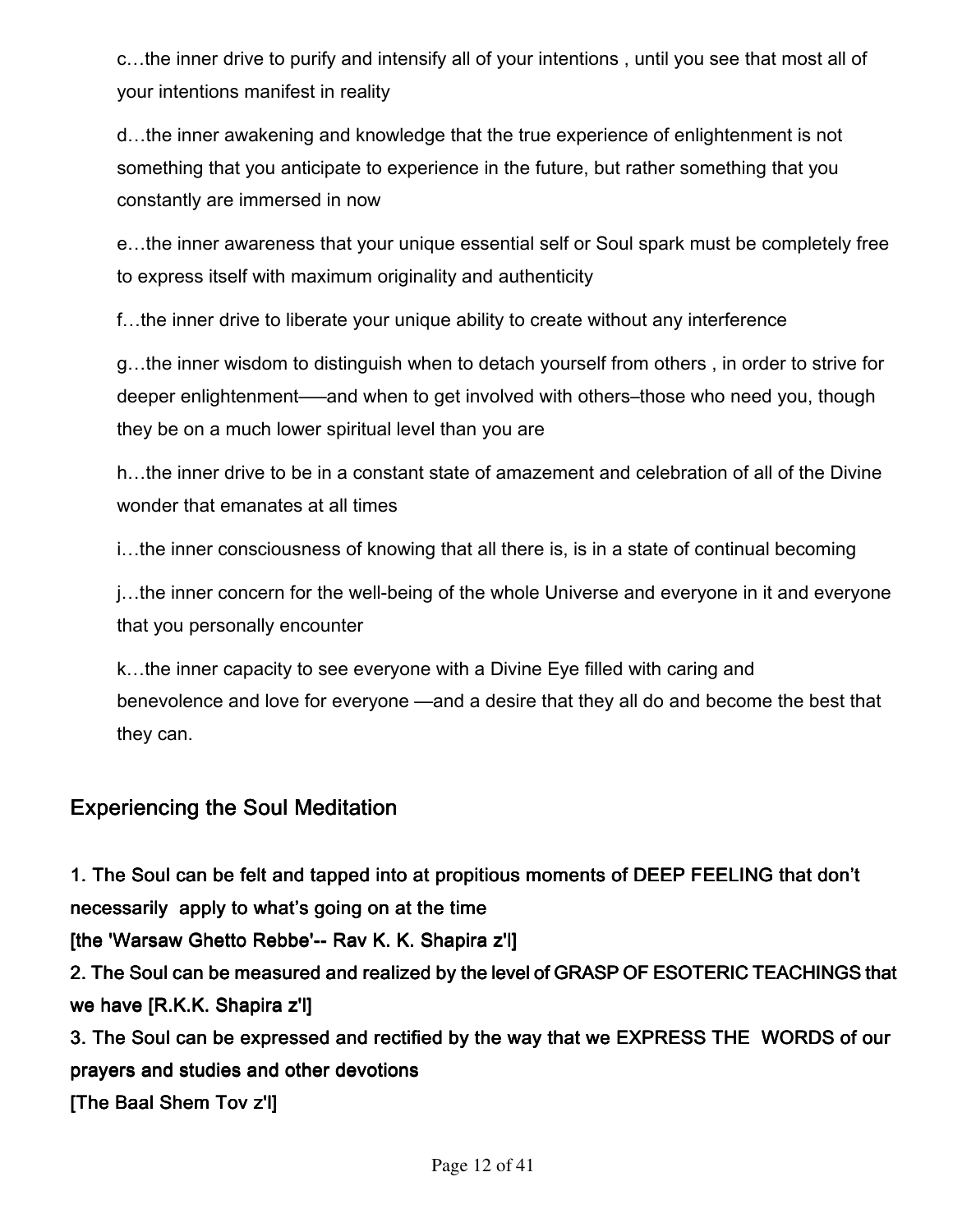c…the inner drive to purify and intensify all of your intentions , until you see that most all of your intentions manifest in reality

d…the inner awakening and knowledge that the true experience of enlightenment is not something that you anticipate to experience in the future, but rather something that you constantly are immersed in now

e…the inner awareness that your unique essential self or Soul spark must be completely free to express itself with maximum originality and authenticity

f…the inner drive to liberate your unique ability to create without any interference

g…the inner wisdom to distinguish when to detach yourself from others , in order to strive for deeper enlightenment—–and when to get involved with others–those who need you, though they be on a much lower spiritual level than you are

h…the inner drive to be in a constant state of amazement and celebration of all of the Divine wonder that emanates at all times

i…the inner consciousness of knowing that all there is, is in a state of continual becoming

j…the inner concern for the well-being of the whole Universe and everyone in it and everyone that you personally encounter

k…the inner capacity to see everyone with a Divine Eye filled with caring and benevolence and love for everyone —and a desire that they all do and become the best that they can.

## Experiencing the Soul Meditation

**1. The Soul can be felt and tapped into at propitious moments of DEEP FEELING that don't necessarily apply to what's going on at the time**
**[the 'Warsaw Ghetto Rebbe'-- Rav K. K. Shapira z'l]**
**2. The Soul can be measured and realized by the level of GRASP OF ESOTERIC TEACHINGS that we have [R.K.K. Shapira z'l]**
**3. The Soul can be expressed and rectified by the way that we EXPRESS THE WORDS of our prayers and studies and other devotions**
**[The Baal Shem Tov z'l]**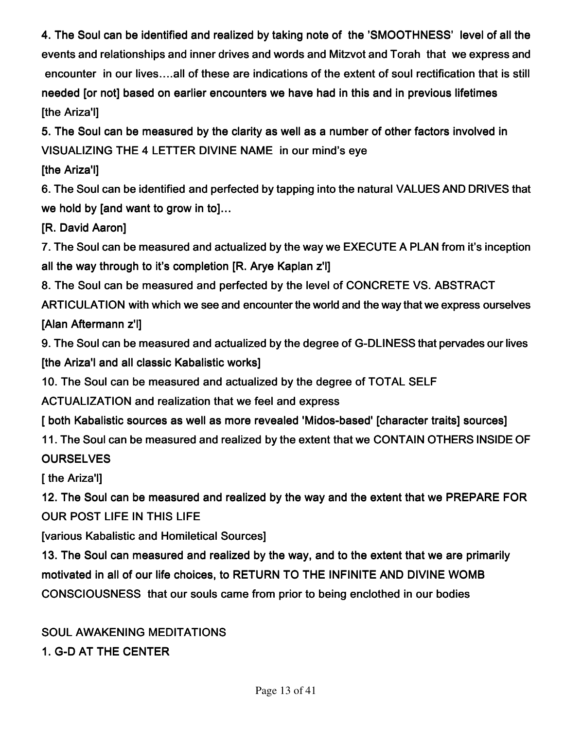4. The Soul can be identified and realized by taking note of the 'SMOOTHNESS' level of all the events and relationships and inner drives and words and Mitzvot and Torah that we express and encounter in our lives….all of these are indications of the extent of soul rectification that is still needed [or not] based on earlier encounters we have had in this and in previous lifetimes [the Ariza'l]

5. The Soul can be measured by the clarity as well as a number of other factors involved in VISUALIZING THE 4 LETTER DIVINE NAME in our mind's eye
[the Ariza'l]

6. The Soul can be identified and perfected by tapping into the natural VALUES AND DRIVES that we hold by [and want to grow in to]…
[R. David Aaron]

7. The Soul can be measured and actualized by the way we EXECUTE A PLAN from it's inception all the way through to it's completion [R. Arye Kaplan z'l]

8. The Soul can be measured and perfected by the level of CONCRETE VS. ABSTRACT ARTICULATION with which we see and encounter the world and the way that we express ourselves [Alan Aftermann z'l]

9. The Soul can be measured and actualized by the degree of G-DLINESS that pervades our lives [the Ariza'l and all classic Kabalistic works]

10. The Soul can be measured and actualized by the degree of TOTAL SELF ACTUALIZATION and realization that we feel and express
[ both Kabalistic sources as well as more revealed 'Midos-based' [character traits] sources]

11. The Soul can be measured and realized by the extent that we CONTAIN OTHERS INSIDE OF OURSELVES
[ the Ariza'l]

12. The Soul can be measured and realized by the way and the extent that we PREPARE FOR OUR POST LIFE IN THIS LIFE
[various Kabalistic and Homiletical Sources]

13. The Soul can measured and realized by the way, and to the extent that we are primarily motivated in all of our life choices, to RETURN TO THE INFINITE AND DIVINE WOMB CONSCIOUSNESS that our souls came from prior to being enclothed in our bodies

## SOUL AWAKENING MEDITATIONS

### 1. G-D AT THE CENTER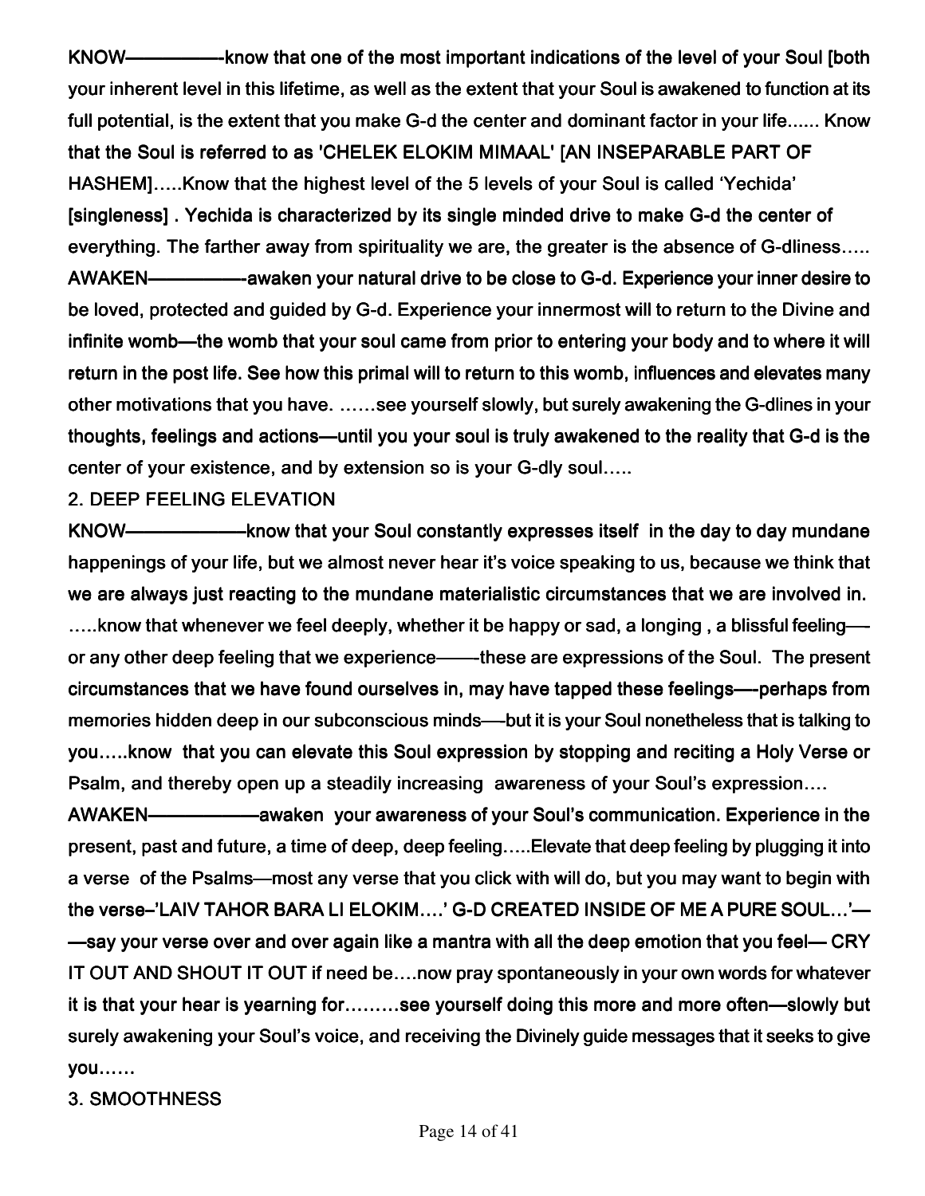KNOW—————-know that one of the most important indications of the level of your Soul [both your inherent level in this lifetime, as well as the extent that your Soul is awakened to function at its full potential, is the extent that you make G-d the center and dominant factor in your life...... Know that the Soul is referred to as 'CHELEK ELOKIM MIMAAL' [AN INSEPARABLE PART OF HASHEM].....Know that the highest level of the 5 levels of your Soul is called 'Yechida' [singleness] . Yechida is characterized by its single minded drive to make G-d the center of everything. The farther away from spirituality we are, the greater is the absence of G-dliness..... AWAKEN—————-awaken your natural drive to be close to G-d. Experience your inner desire to be loved, protected and guided by G-d. Experience your innermost will to return to the Divine and infinite womb—the womb that your soul came from prior to entering your body and to where it will return in the post life. See how this primal will to return to this womb, influences and elevates many other motivations that you have. ......see yourself slowly, but surely awakening the G-dlines in your thoughts, feelings and actions—until you your soul is truly awakened to the reality that G-d is the center of your existence, and by extension so is your G-dly soul.....

2. DEEP FEELING ELEVATION

KNOW——————know that your Soul constantly expresses itself in the day to day mundane happenings of your life, but we almost never hear it's voice speaking to us, because we think that we are always just reacting to the mundane materialistic circumstances that we are involved in. .....know that whenever we feel deeply, whether it be happy or sad, a longing , a blissful feeling—-or any other deep feeling that we experience——-these are expressions of the Soul. The present circumstances that we have found ourselves in, may have tapped these feelings—-perhaps from memories hidden deep in our subconscious minds—-but it is your Soul nonetheless that is talking to you.....know that you can elevate this Soul expression by stopping and reciting a Holy Verse or Psalm, and thereby open up a steadily increasing awareness of your Soul's expression....

AWAKEN——————awaken your awareness of your Soul's communication. Experience in the present, past and future, a time of deep, deep feeling.....Elevate that deep feeling by plugging it into a verse of the Psalms—most any verse that you click with will do, but you may want to begin with the verse–'LAIV TAHOR BARA LI ELOKIM....' G-D CREATED INSIDE OF ME A PURE SOUL...'——say your verse over and over again like a mantra with all the deep emotion that you feel— CRY IT OUT AND SHOUT IT OUT if need be....now pray spontaneously in your own words for whatever it is that your hear is yearning for.........see yourself doing this more and more often—slowly but surely awakening your Soul's voice, and receiving the Divinely guide messages that it seeks to give you......

3. SMOOTHNESS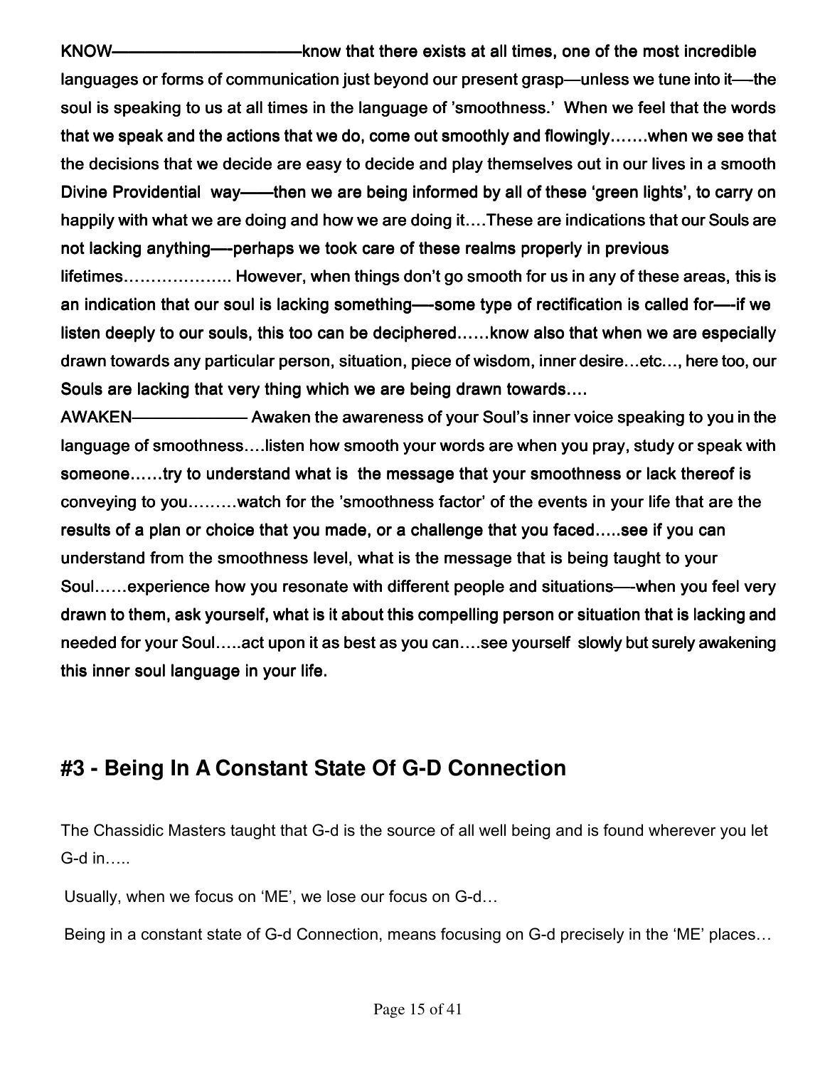**KNOW**———————————know that there exists at all times, one of the most incredible languages or forms of communication just beyond our present grasp—unless we tune into it—the soul is speaking to us at all times in the language of 'smoothness.' When we feel that the words that we speak and the actions that we do, come out smoothly and flowingly…….when we see that the decisions that we decide are easy to decide and play themselves out in our lives in a smooth Divine Providential way——then we are being informed by all of these 'green lights', to carry on happily with what we are doing and how we are doing it….These are indications that our Souls are not lacking anything—-perhaps we took care of these realms properly in previous lifetimes……………….. However, when things don't go smooth for us in any of these areas, this is an indication that our soul is lacking something—-some type of rectification is called for—-if we listen deeply to our souls, this too can be deciphered……know also that when we are especially drawn towards any particular person, situation, piece of wisdom, inner desire…etc…, here too, our Souls are lacking that very thing which we are being drawn towards….

**AWAKEN**——————— Awaken the awareness of your Soul's inner voice speaking to you in the language of smoothness….listen how smooth your words are when you pray, study or speak with someone……try to understand what is the message that your smoothness or lack thereof is conveying to you………watch for the 'smoothness factor' of the events in your life that are the results of a plan or choice that you made, or a challenge that you faced…..see if you can understand from the smoothness level, what is the message that is being taught to your Soul……experience how you resonate with different people and situations—-when you feel very drawn to them, ask yourself, what is it about this compelling person or situation that is lacking and needed for your Soul…..act upon it as best as you can….see yourself slowly but surely awakening this inner soul language in your life.

## #3 - Being In A Constant State Of G-D Connection

The Chassidic Masters taught that G-d is the source of all well being and is found wherever you let G-d in…..

Usually, when we focus on 'ME', we lose our focus on G-d…

Being in a constant state of G-d Connection, means focusing on G-d precisely in the 'ME' places…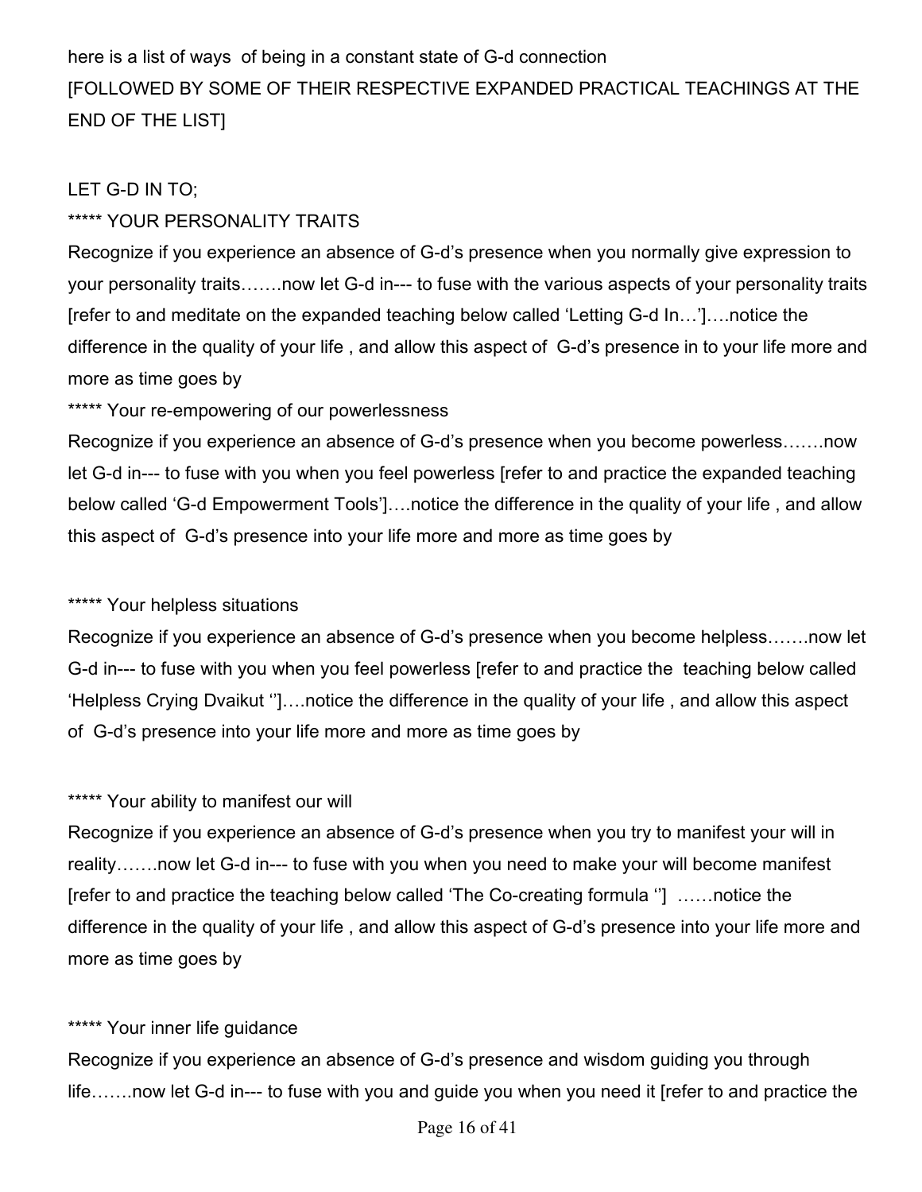here is a list of ways  of being in a constant state of G-d connection
[FOLLOWED BY SOME OF THEIR RESPECTIVE EXPANDED PRACTICAL TEACHINGS AT THE END OF THE LIST]

LET G-D IN TO;

***** YOUR PERSONALITY TRAITS

Recognize if you experience an absence of G-d's presence when you normally give expression to your personality traits…….now let G-d in--- to fuse with the various aspects of your personality traits [refer to and meditate on the expanded teaching below called 'Letting G-d In…']….notice the difference in the quality of your life , and allow this aspect of  G-d's presence in to your life more and more as time goes by

***** Your re-empowering of our powerlessness

Recognize if you experience an absence of G-d's presence when you become powerless…….now let G-d in--- to fuse with you when you feel powerless [refer to and practice the expanded teaching below called 'G-d Empowerment Tools']….notice the difference in the quality of your life , and allow this aspect of  G-d's presence into your life more and more as time goes by

***** Your helpless situations

Recognize if you experience an absence of G-d's presence when you become helpless…….now let G-d in--- to fuse with you when you feel powerless [refer to and practice the  teaching below called 'Helpless Crying Dvaikut '']….notice the difference in the quality of your life , and allow this aspect of  G-d's presence into your life more and more as time goes by

***** Your ability to manifest our will

Recognize if you experience an absence of G-d's presence when you try to manifest your will in reality…….now let G-d in--- to fuse with you when you need to make your will become manifest [refer to and practice the teaching below called 'The Co-creating formula '']  ……notice the difference in the quality of your life , and allow this aspect of G-d's presence into your life more and more as time goes by

***** Your inner life guidance

Recognize if you experience an absence of G-d's presence and wisdom guiding you through life…….now let G-d in--- to fuse with you and guide you when you need it [refer to and practice the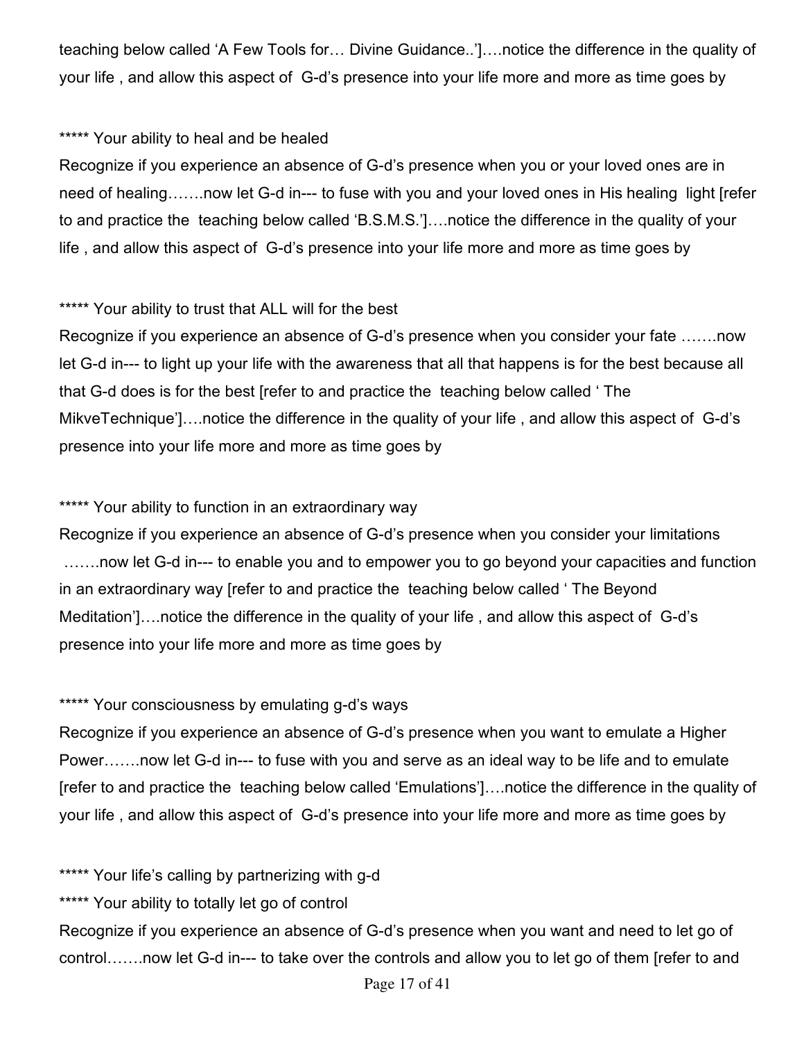teaching below called 'A Few Tools for… Divine Guidance..']….notice the difference in the quality of your life , and allow this aspect of G-d's presence into your life more and more as time goes by

***** Your ability to heal and be healed

Recognize if you experience an absence of G-d's presence when you or your loved ones are in need of healing…….now let G-d in--- to fuse with you and your loved ones in His healing light [refer to and practice the teaching below called 'B.S.M.S.']….notice the difference in the quality of your life , and allow this aspect of G-d's presence into your life more and more as time goes by

***** Your ability to trust that ALL will for the best

Recognize if you experience an absence of G-d's presence when you consider your fate …….now let G-d in--- to light up your life with the awareness that all that happens is for the best because all that G-d does is for the best [refer to and practice the teaching below called ' The MikveTechnique']….notice the difference in the quality of your life , and allow this aspect of G-d's presence into your life more and more as time goes by

***** Your ability to function in an extraordinary way

Recognize if you experience an absence of G-d's presence when you consider your limitations …….now let G-d in--- to enable you and to empower you to go beyond your capacities and function in an extraordinary way [refer to and practice the teaching below called ' The Beyond Meditation']….notice the difference in the quality of your life , and allow this aspect of G-d's presence into your life more and more as time goes by

***** Your consciousness by emulating g-d's ways

Recognize if you experience an absence of G-d's presence when you want to emulate a Higher Power…….now let G-d in--- to fuse with you and serve as an ideal way to be life and to emulate [refer to and practice the teaching below called 'Emulations']….notice the difference in the quality of your life , and allow this aspect of G-d's presence into your life more and more as time goes by

***** Your life's calling by partnerizing with g-d

***** Your ability to totally let go of control

Recognize if you experience an absence of G-d's presence when you want and need to let go of control…….now let G-d in--- to take over the controls and allow you to let go of them [refer to and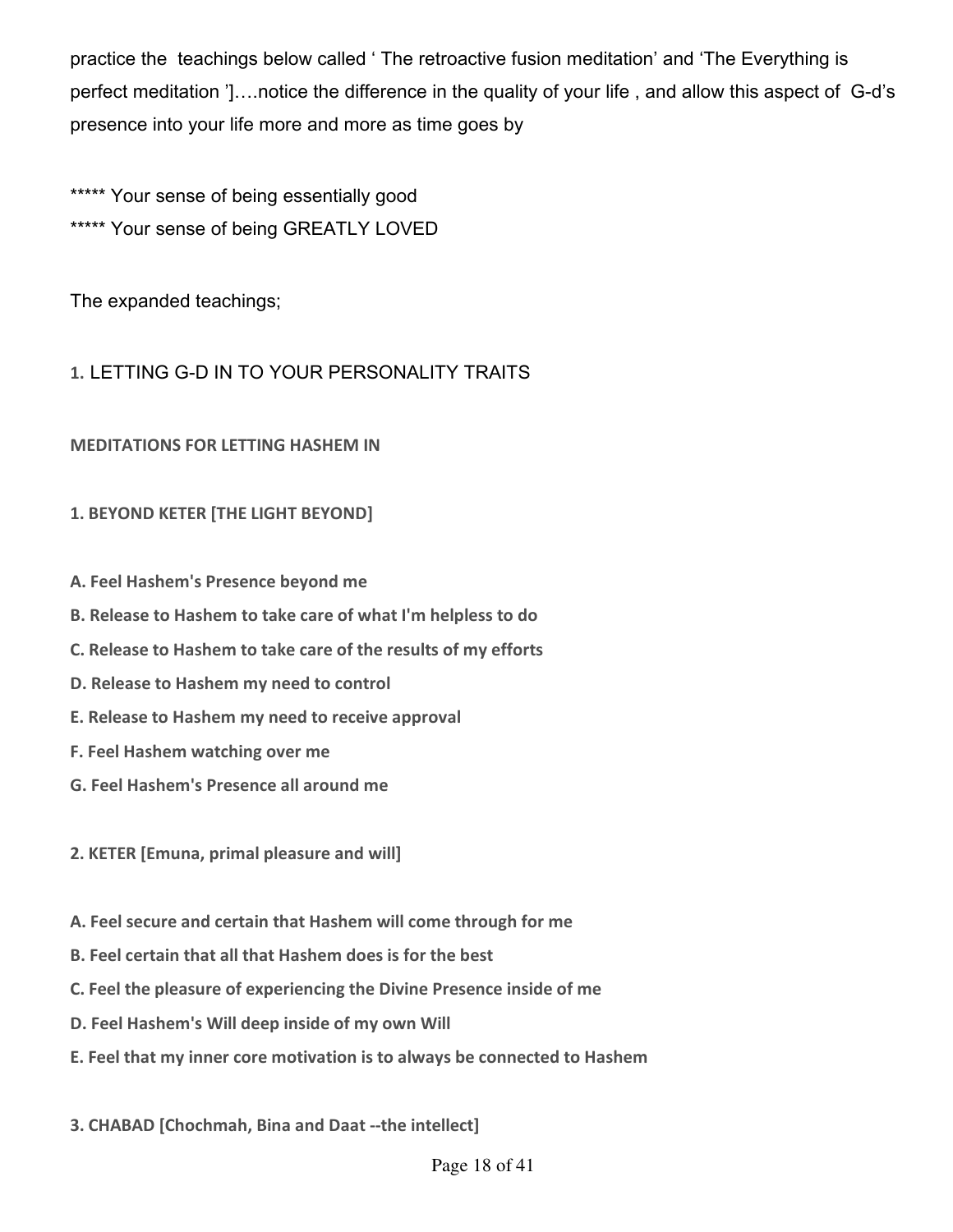practice the teachings below called ' The retroactive fusion meditation' and 'The Everything is perfect meditation ']….notice the difference in the quality of your life , and allow this aspect of G-d's presence into your life more and more as time goes by

***** Your sense of being essentially good

***** Your sense of being GREATLY LOVED

The expanded teachings;

## 1. LETTING G-D IN TO YOUR PERSONALITY TRAITS

### MEDITATIONS FOR LETTING HASHEM IN

#### 1. BEYOND KETER [THE LIGHT BEYOND]

**A. Feel Hashem's Presence beyond me**

**B. Release to Hashem to take care of what I'm helpless to do**

**C. Release to Hashem to take care of the results of my efforts**

**D. Release to Hashem my need to control**

**E. Release to Hashem my need to receive approval**

**F. Feel Hashem watching over me**

**G. Feel Hashem's Presence all around me**

#### 2. KETER [Emuna, primal pleasure and will]

**A. Feel secure and certain that Hashem will come through for me**

**B. Feel certain that all that Hashem does is for the best**

**C. Feel the pleasure of experiencing the Divine Presence inside of me**

**D. Feel Hashem's Will deep inside of my own Will**

**E. Feel that my inner core motivation is to always be connected to Hashem**

#### 3. CHABAD [Chochmah, Bina and Daat --the intellect]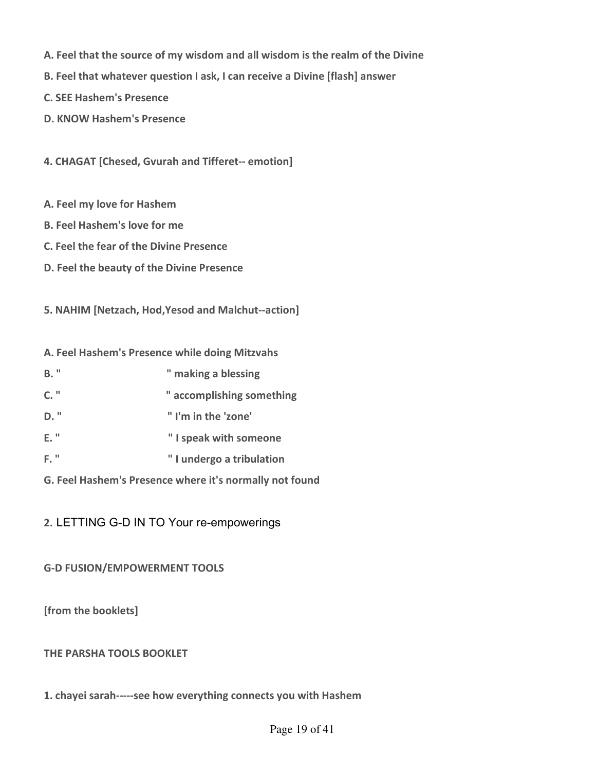**A. Feel that the source of my wisdom and all wisdom is the realm of the Divine**

**B. Feel that whatever question I ask, I can receive a Divine [flash] answer**

**C. SEE Hashem's Presence**

**D. KNOW Hashem's Presence**

**4. CHAGAT [Chesed, Gvurah and Tifferet-- emotion]**

**A. Feel my love for Hashem**

**B. Feel Hashem's love for me**

**C. Feel the fear of the Divine Presence**

**D. Feel the beauty of the Divine Presence**

**5. NAHIM [Netzach, Hod,Yesod and Malchut--action]**

**A. Feel Hashem's Presence while doing Mitzvahs**

**B. " " making a blessing**

**C. " " accomplishing something**

**D. " " I'm in the 'zone'**

**E. " " I speak with someone**

**F. " " I undergo a tribulation**

**G. Feel Hashem's Presence where it's normally not found**

**2.** LETTING G-D IN TO Your re-empowerings

**G-D FUSION/EMPOWERMENT TOOLS**

**[from the booklets]**

**THE PARSHA TOOLS BOOKLET**

**1. chayei sarah-----see how everything connects you with Hashem**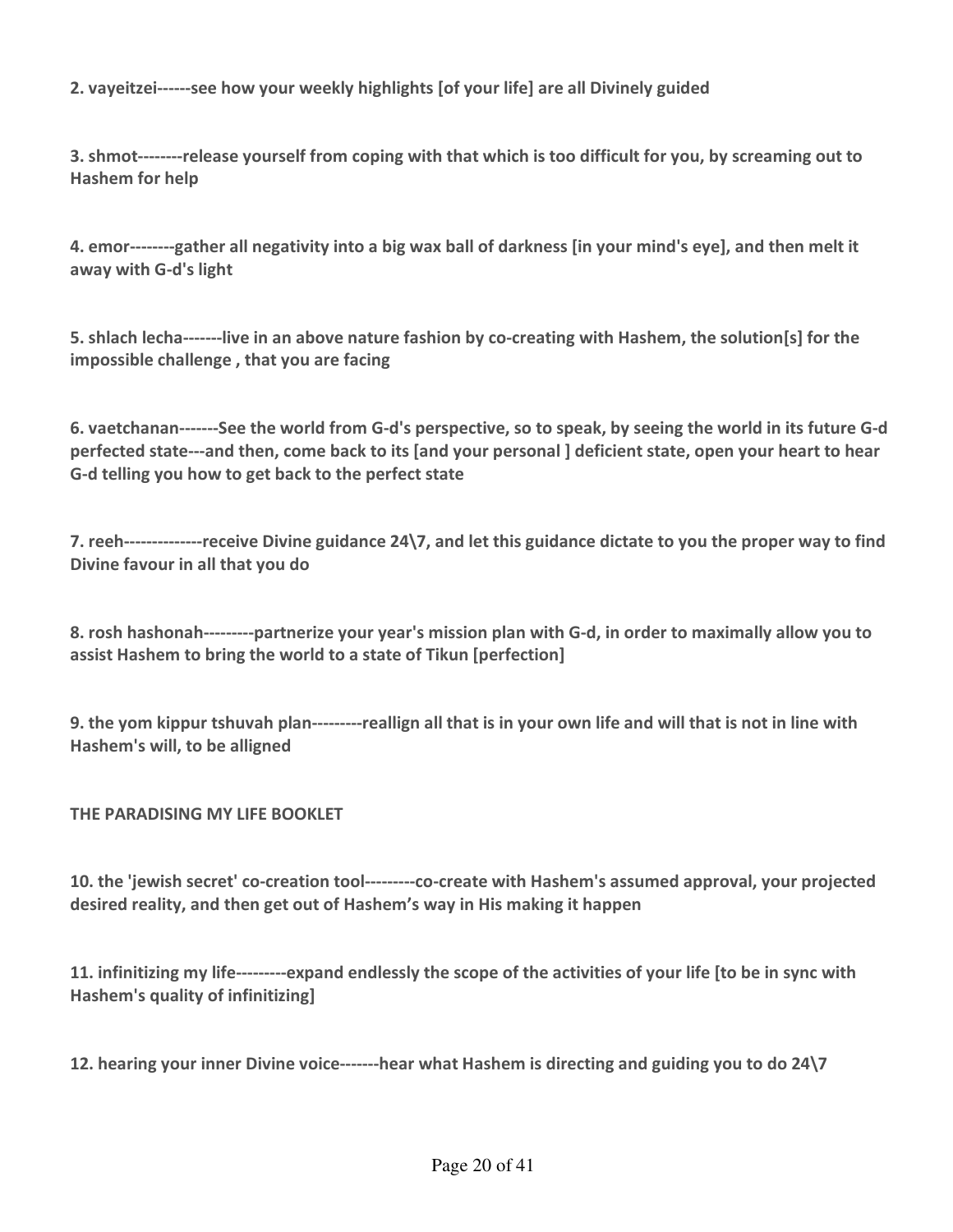**2. vayeitzei------see how your weekly highlights [of your life] are all Divinely guided**

**3. shmot--------release yourself from coping with that which is too difficult for you, by screaming out to Hashem for help**

**4. emor--------gather all negativity into a big wax ball of darkness [in your mind's eye], and then melt it away with G-d's light**

**5. shlach lecha-------live in an above nature fashion by co-creating with Hashem, the solution[s] for the impossible challenge , that you are facing**

**6. vaetchanan-------See the world from G-d's perspective, so to speak, by seeing the world in its future G-d perfected state---and then, come back to its [and your personal ] deficient state, open your heart to hear G-d telling you how to get back to the perfect state**

**7. reeh--------------receive Divine guidance 24\7, and let this guidance dictate to you the proper way to find Divine favour in all that you do**

**8. rosh hashonah---------partnerize your year's mission plan with G-d, in order to maximally allow you to assist Hashem to bring the world to a state of Tikun [perfection]**

**9. the yom kippur tshuvah plan---------reallign all that is in your own life and will that is not in line with Hashem's will, to be alligned**

**THE PARADISING MY LIFE BOOKLET**

**10. the 'jewish secret' co-creation tool---------co-create with Hashem's assumed approval, your projected desired reality, and then get out of Hashem's way in His making it happen**

**11. infinitizing my life---------expand endlessly the scope of the activities of your life [to be in sync with Hashem's quality of infinitizing]**

**12. hearing your inner Divine voice-------hear what Hashem is directing and guiding you to do 24\7**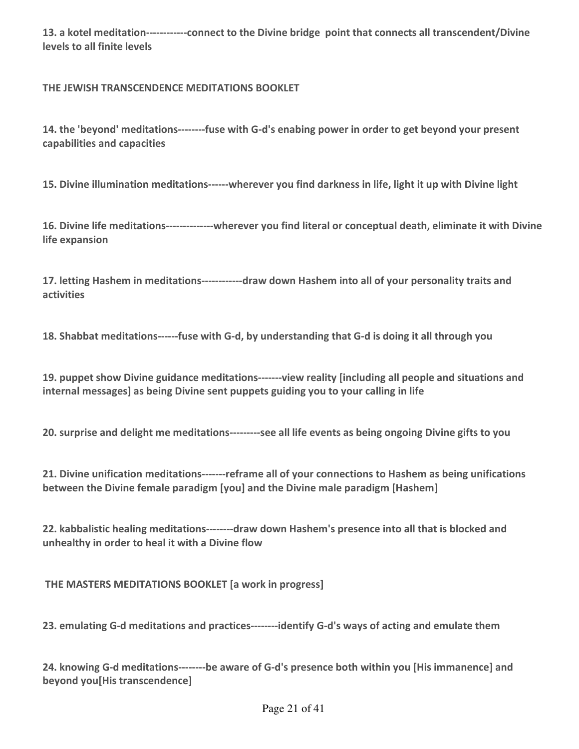**13. a kotel meditation------------connect to the Divine bridge  point that connects all transcendent/Divine levels to all finite levels**

**THE JEWISH TRANSCENDENCE MEDITATIONS BOOKLET**

**14. the 'beyond' meditations--------fuse with G-d's enabing power in order to get beyond your present capabilities and capacities**

**15. Divine illumination meditations------wherever you find darkness in life, light it up with Divine light**

**16. Divine life meditations--------------wherever you find literal or conceptual death, eliminate it with Divine life expansion**

**17. letting Hashem in meditations------------draw down Hashem into all of your personality traits and activities**

**18. Shabbat meditations------fuse with G-d, by understanding that G-d is doing it all through you**

**19. puppet show Divine guidance meditations-------view reality [including all people and situations and internal messages] as being Divine sent puppets guiding you to your calling in life**

**20. surprise and delight me meditations---------see all life events as being ongoing Divine gifts to you**

**21. Divine unification meditations-------reframe all of your connections to Hashem as being unifications between the Divine female paradigm [you] and the Divine male paradigm [Hashem]**

**22. kabbalistic healing meditations--------draw down Hashem's presence into all that is blocked and unhealthy in order to heal it with a Divine flow**

**THE MASTERS MEDITATIONS BOOKLET [a work in progress]**

**23. emulating G-d meditations and practices--------identify G-d's ways of acting and emulate them**

**24. knowing G-d meditations--------be aware of G-d's presence both within you [His immanence] and beyond you[His transcendence]**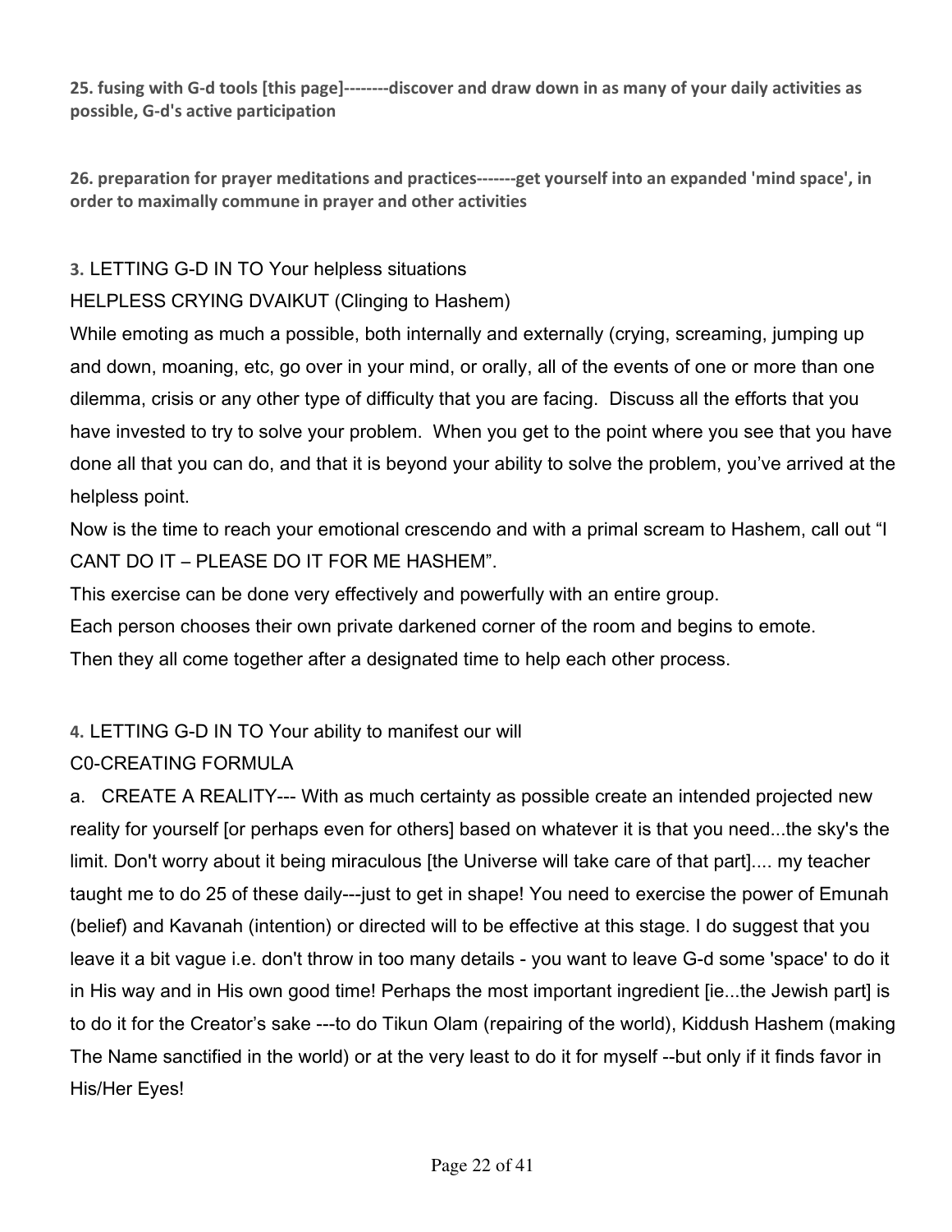**25. fusing with G-d tools [this page]--------discover and draw down in as many of your daily activities as possible, G-d's active participation**

**26. preparation for prayer meditations and practices-------get yourself into an expanded 'mind space', in order to maximally commune in prayer and other activities**

**3.** LETTING G-D IN TO Your helpless situations

HELPLESS CRYING DVAIKUT (Clinging to Hashem)

While emoting as much a possible, both internally and externally (crying, screaming, jumping up and down, moaning, etc, go over in your mind, or orally, all of the events of one or more than one dilemma, crisis or any other type of difficulty that you are facing. Discuss all the efforts that you have invested to try to solve your problem. When you get to the point where you see that you have done all that you can do, and that it is beyond your ability to solve the problem, you've arrived at the helpless point.

Now is the time to reach your emotional crescendo and with a primal scream to Hashem, call out "I CANT DO IT – PLEASE DO IT FOR ME HASHEM".

This exercise can be done very effectively and powerfully with an entire group.

Each person chooses their own private darkened corner of the room and begins to emote.

Then they all come together after a designated time to help each other process.

**4.** LETTING G-D IN TO Your ability to manifest our will

C0-CREATING FORMULA

a. CREATE A REALITY--- With as much certainty as possible create an intended projected new reality for yourself [or perhaps even for others] based on whatever it is that you need...the sky's the limit. Don't worry about it being miraculous [the Universe will take care of that part].... my teacher taught me to do 25 of these daily---just to get in shape! You need to exercise the power of Emunah (belief) and Kavanah (intention) or directed will to be effective at this stage. I do suggest that you leave it a bit vague i.e. don't throw in too many details - you want to leave G-d some 'space' to do it in His way and in His own good time! Perhaps the most important ingredient [ie...the Jewish part] is to do it for the Creator's sake ---to do Tikun Olam (repairing of the world), Kiddush Hashem (making The Name sanctified in the world) or at the very least to do it for myself --but only if it finds favor in His/Her Eyes!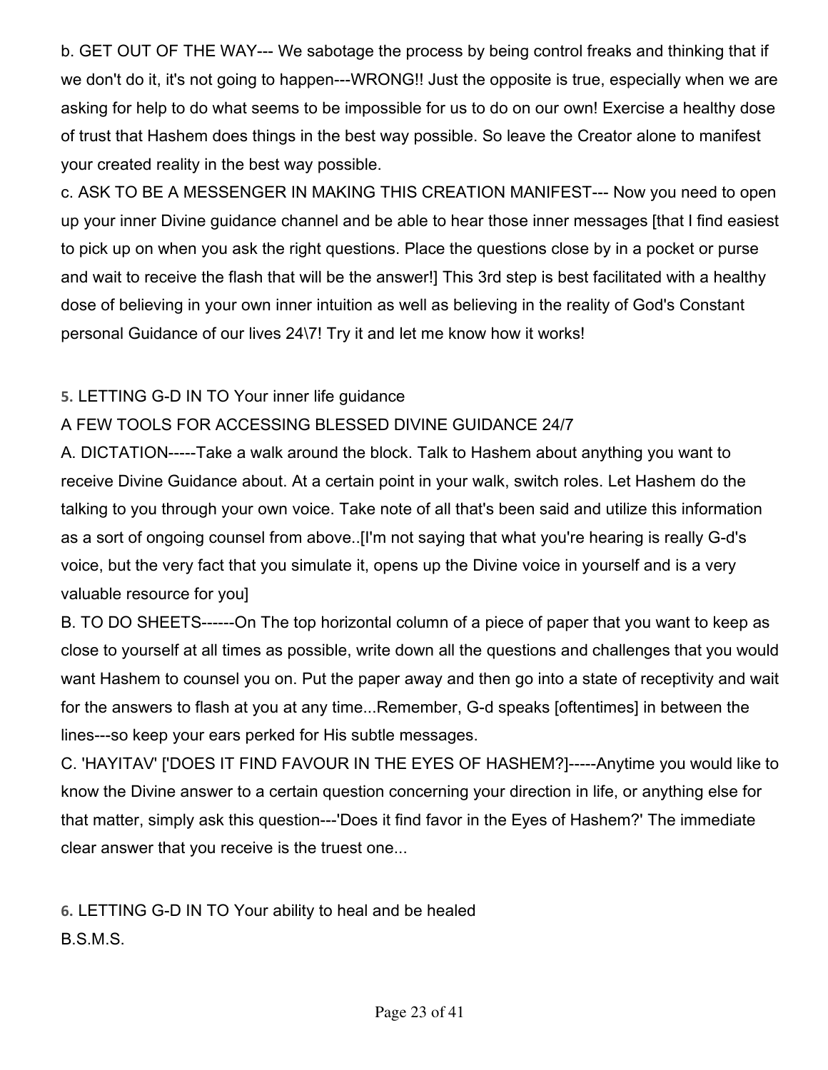b. GET OUT OF THE WAY--- We sabotage the process by being control freaks and thinking that if we don't do it, it's not going to happen---WRONG!! Just the opposite is true, especially when we are asking for help to do what seems to be impossible for us to do on our own! Exercise a healthy dose of trust that Hashem does things in the best way possible. So leave the Creator alone to manifest your created reality in the best way possible.

c. ASK TO BE A MESSENGER IN MAKING THIS CREATION MANIFEST--- Now you need to open up your inner Divine guidance channel and be able to hear those inner messages [that I find easiest to pick up on when you ask the right questions. Place the questions close by in a pocket or purse and wait to receive the flash that will be the answer!] This 3rd step is best facilitated with a healthy dose of believing in your own inner intuition as well as believing in the reality of God's Constant personal Guidance of our lives 24\7! Try it and let me know how it works!

**5.** LETTING G-D IN TO Your inner life guidance

A FEW TOOLS FOR ACCESSING BLESSED DIVINE GUIDANCE 24/7

A. DICTATION-----Take a walk around the block. Talk to Hashem about anything you want to receive Divine Guidance about. At a certain point in your walk, switch roles. Let Hashem do the talking to you through your own voice. Take note of all that's been said and utilize this information as a sort of ongoing counsel from above..[I'm not saying that what you're hearing is really G-d's voice, but the very fact that you simulate it, opens up the Divine voice in yourself and is a very valuable resource for you]

B. TO DO SHEETS------On The top horizontal column of a piece of paper that you want to keep as close to yourself at all times as possible, write down all the questions and challenges that you would want Hashem to counsel you on. Put the paper away and then go into a state of receptivity and wait for the answers to flash at you at any time...Remember, G-d speaks [oftentimes] in between the lines---so keep your ears perked for His subtle messages.

C. 'HAYITAV' ['DOES IT FIND FAVOUR IN THE EYES OF HASHEM?]-----Anytime you would like to know the Divine answer to a certain question concerning your direction in life, or anything else for that matter, simply ask this question---'Does it find favor in the Eyes of Hashem?' The immediate clear answer that you receive is the truest one...

**6.** LETTING G-D IN TO Your ability to heal and be healed

B.S.M.S.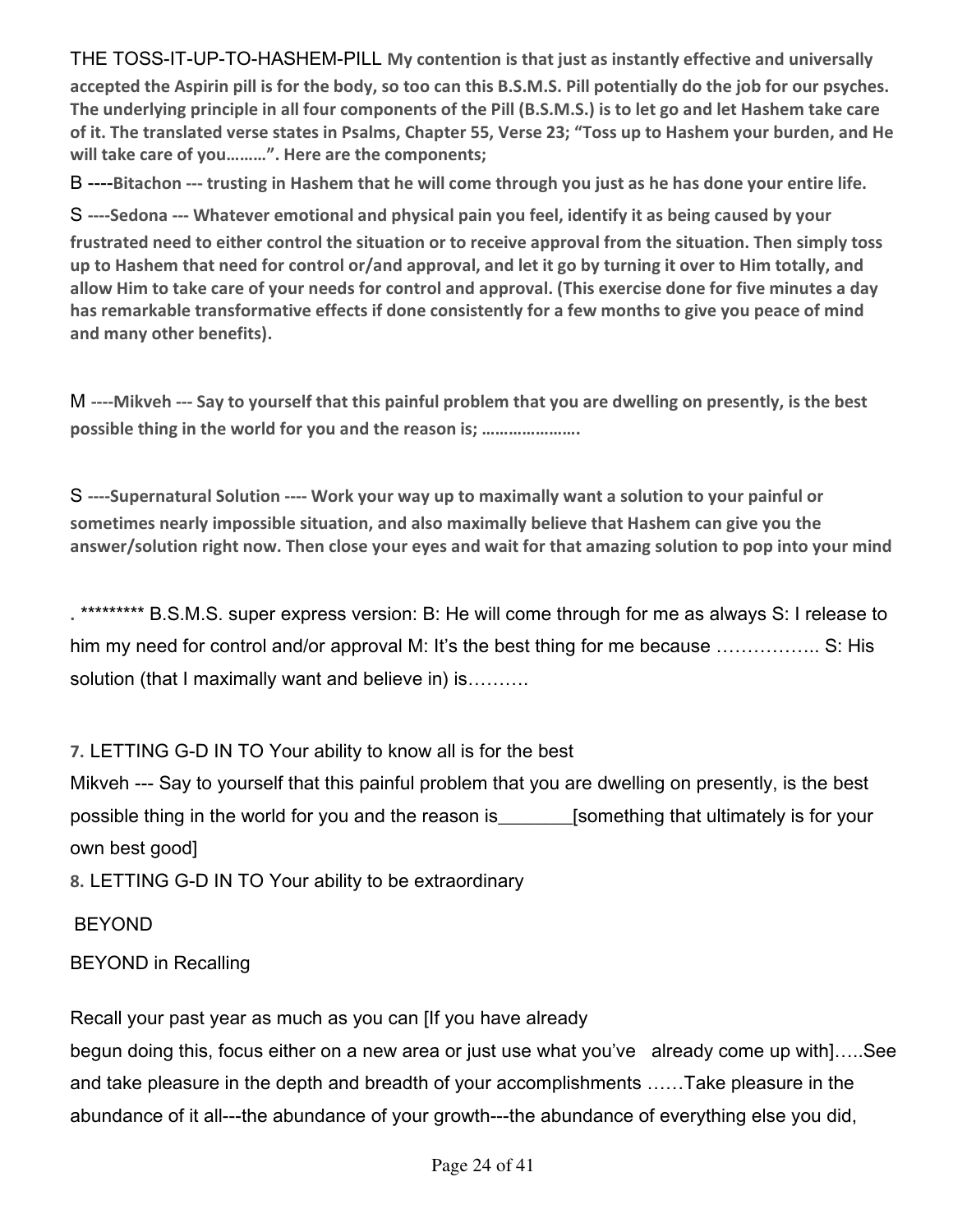THE TOSS-IT-UP-TO-HASHEM-PILL **My contention is that just as instantly effective and universally accepted the Aspirin pill is for the body, so too can this B.S.M.S. Pill potentially do the job for our psyches. The underlying principle in all four components of the Pill (B.S.M.S.) is to let go and let Hashem take care of it. The translated verse states in Psalms, Chapter 55, Verse 23; "Toss up to Hashem your burden, and He will take care of you………". Here are the components;**

B ----**Bitachon --- trusting in Hashem that he will come through you just as he has done your entire life.**

S ----**Sedona --- Whatever emotional and physical pain you feel, identify it as being caused by your frustrated need to either control the situation or to receive approval from the situation. Then simply toss up to Hashem that need for control or/and approval, and let it go by turning it over to Him totally, and allow Him to take care of your needs for control and approval. (This exercise done for five minutes a day has remarkable transformative effects if done consistently for a few months to give you peace of mind and many other benefits).**

M ----**Mikveh --- Say to yourself that this painful problem that you are dwelling on presently, is the best possible thing in the world for you and the reason is; ………………….**

S ----**Supernatural Solution ---- Work your way up to maximally want a solution to your painful or sometimes nearly impossible situation, and also maximally believe that Hashem can give you the answer/solution right now. Then close your eyes and wait for that amazing solution to pop into your mind**

. ********* B.S.M.S. super express version: B: He will come through for me as always S: I release to him my need for control and/or approval M: It's the best thing for me because …………….. S: His solution (that I maximally want and believe in) is……….

**7.** LETTING G-D IN TO Your ability to know all is for the best

Mikveh --- Say to yourself that this painful problem that you are dwelling on presently, is the best possible thing in the world for you and the reason is_______[something that ultimately is for your own best good]

**8.** LETTING G-D IN TO Your ability to be extraordinary

BEYOND

BEYOND in Recalling

Recall your past year as much as you can [If you have already begun doing this, focus either on a new area or just use what you've already come up with]…..See and take pleasure in the depth and breadth of your accomplishments ……Take pleasure in the abundance of it all---the abundance of your growth---the abundance of everything else you did,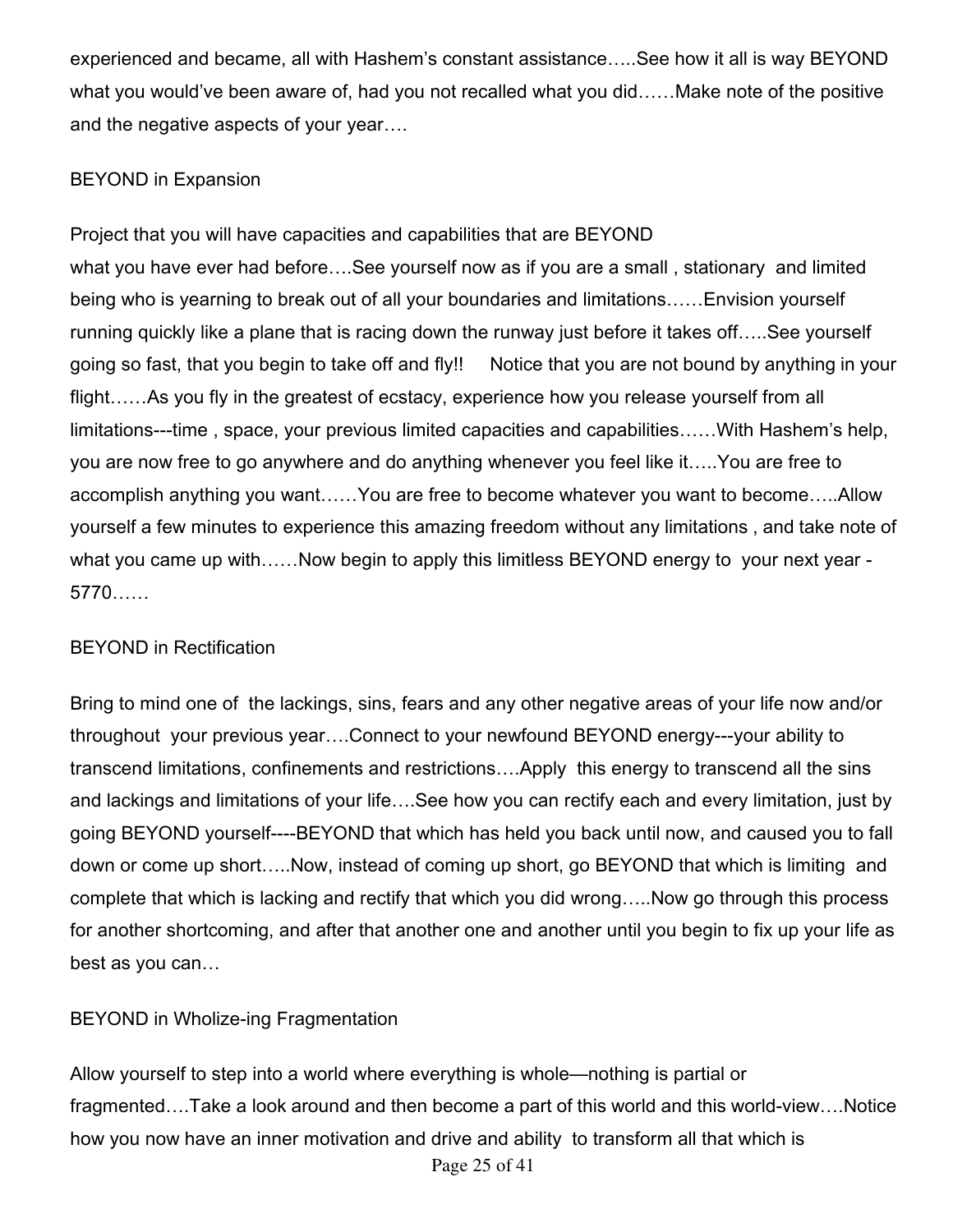experienced and became, all with Hashem's constant assistance…..See how it all is way BEYOND what you would've been aware of, had you not recalled what you did……Make note of the positive and the negative aspects of your year….

## BEYOND in Expansion

Project that you will have capacities and capabilities that are BEYOND what you have ever had before….See yourself now as if you are a small , stationary and limited being who is yearning to break out of all your boundaries and limitations……Envision yourself running quickly like a plane that is racing down the runway just before it takes off…..See yourself going so fast, that you begin to take off and fly!! Notice that you are not bound by anything in your flight……As you fly in the greatest of ecstacy, experience how you release yourself from all limitations---time , space, your previous limited capacities and capabilities……With Hashem's help, you are now free to go anywhere and do anything whenever you feel like it…..You are free to accomplish anything you want……You are free to become whatever you want to become…..Allow yourself a few minutes to experience this amazing freedom without any limitations , and take note of what you came up with……Now begin to apply this limitless BEYOND energy to your next year - 5770……

## BEYOND in Rectification

Bring to mind one of the lackings, sins, fears and any other negative areas of your life now and/or throughout your previous year….Connect to your newfound BEYOND energy---your ability to transcend limitations, confinements and restrictions….Apply this energy to transcend all the sins and lackings and limitations of your life….See how you can rectify each and every limitation, just by going BEYOND yourself----BEYOND that which has held you back until now, and caused you to fall down or come up short…..Now, instead of coming up short, go BEYOND that which is limiting and complete that which is lacking and rectify that which you did wrong…..Now go through this process for another shortcoming, and after that another one and another until you begin to fix up your life as best as you can…

## BEYOND in Wholize-ing Fragmentation

Allow yourself to step into a world where everything is whole—nothing is partial or fragmented….Take a look around and then become a part of this world and this world-view….Notice how you now have an inner motivation and drive and ability to transform all that which is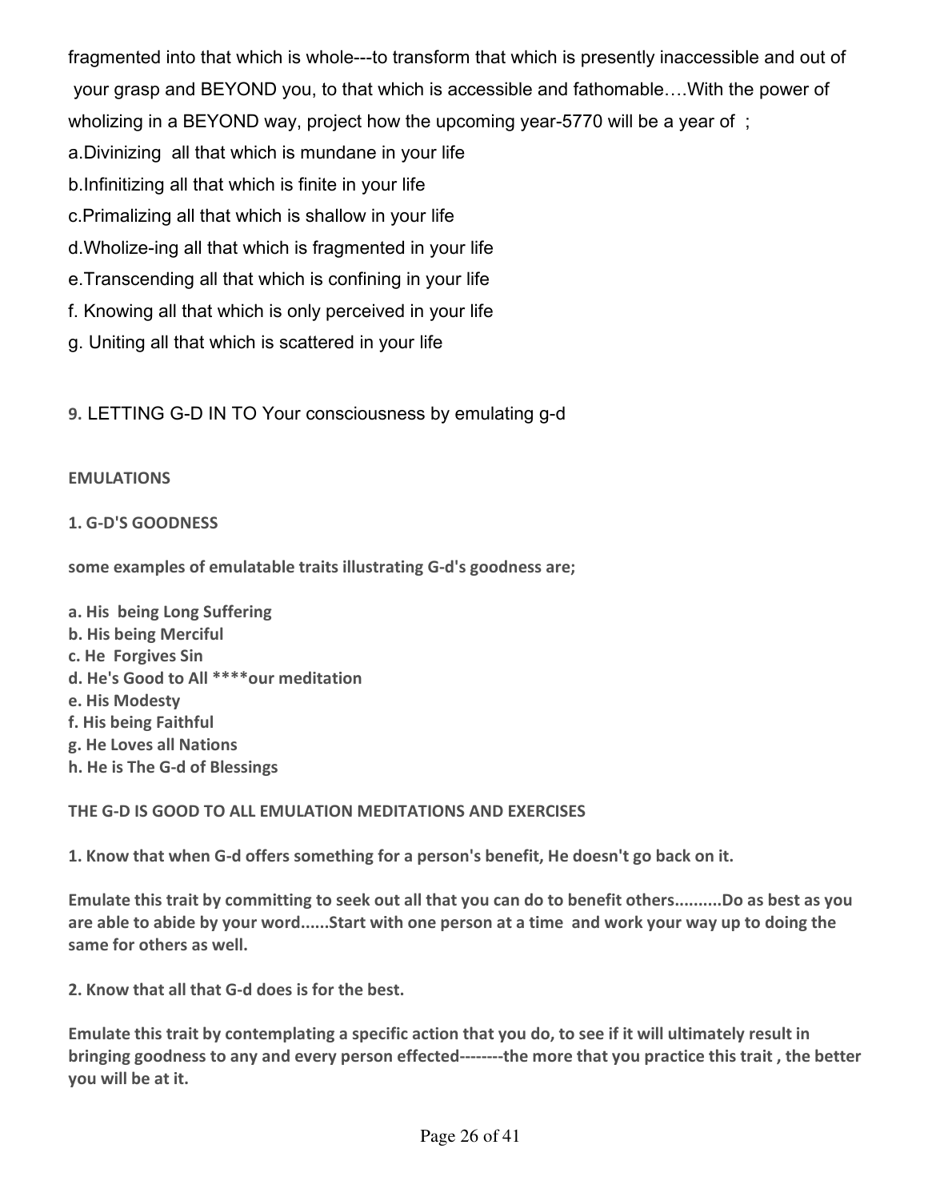fragmented into that which is whole---to transform that which is presently inaccessible and out of your grasp and BEYOND you, to that which is accessible and fathomable….With the power of wholizing in a BEYOND way, project how the upcoming year-5770 will be a year of ;

a.Divinizing all that which is mundane in your life
b.Infinitizing all that which is finite in your life
c.Primalizing all that which is shallow in your life
d.Wholize-ing all that which is fragmented in your life
e.Transcending all that which is confining in your life
f. Knowing all that which is only perceived in your life
g. Uniting all that which is scattered in your life

**9.** LETTING G-D IN TO Your consciousness by emulating g-d

**EMULATIONS**

**1. G-D'S GOODNESS**

**some examples of emulatable traits illustrating G-d's goodness are;**

**a. His being Long Suffering**
**b. His being Merciful**
**c. He Forgives Sin**
**d. He's Good to All ****our meditation**
**e. His Modesty**
**f. His being Faithful**
**g. He Loves all Nations**
**h. He is The G-d of Blessings**

**THE G-D IS GOOD TO ALL EMULATION MEDITATIONS AND EXERCISES**

**1. Know that when G-d offers something for a person's benefit, He doesn't go back on it.**

**Emulate this trait by committing to seek out all that you can do to benefit others..........Do as best as you are able to abide by your word......Start with one person at a time and work your way up to doing the same for others as well.**

**2. Know that all that G-d does is for the best.**

**Emulate this trait by contemplating a specific action that you do, to see if it will ultimately result in bringing goodness to any and every person effected--------the more that you practice this trait , the better you will be at it.**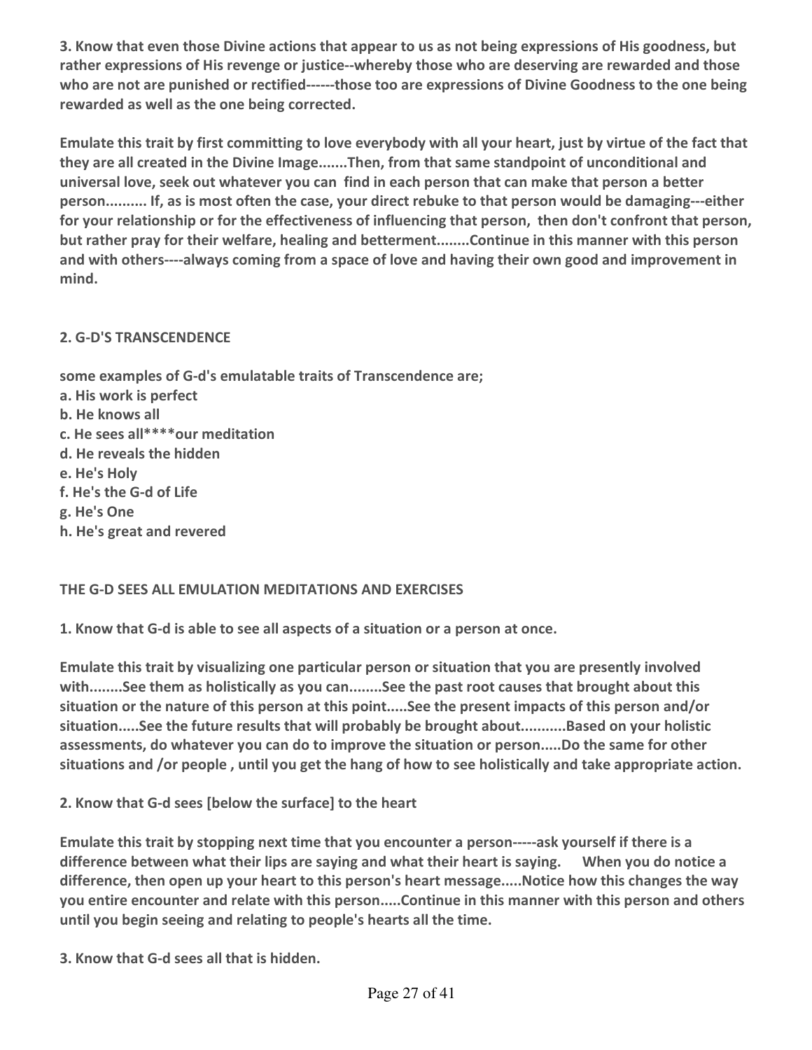**3. Know that even those Divine actions that appear to us as not being expressions of His goodness, but rather expressions of His revenge or justice--whereby those who are deserving are rewarded and those who are not are punished or rectified------those too are expressions of Divine Goodness to the one being rewarded as well as the one being corrected.**

**Emulate this trait by first committing to love everybody with all your heart, just by virtue of the fact that they are all created in the Divine Image.......Then, from that same standpoint of unconditional and universal love, seek out whatever you can find in each person that can make that person a better person.......... If, as is most often the case, your direct rebuke to that person would be damaging---either for your relationship or for the effectiveness of influencing that person, then don't confront that person, but rather pray for their welfare, healing and betterment........Continue in this manner with this person and with others----always coming from a space of love and having their own good and improvement in mind.**

**2. G-D'S TRANSCENDENCE**

**some examples of G-d's emulatable traits of Transcendence are;**
**a. His work is perfect**
**b. He knows all**
**c. He sees all****our meditation**
**d. He reveals the hidden**
**e. He's Holy**
**f. He's the G-d of Life**
**g. He's One**
**h. He's great and revered**

**THE G-D SEES ALL EMULATION MEDITATIONS AND EXERCISES**

**1. Know that G-d is able to see all aspects of a situation or a person at once.**

**Emulate this trait by visualizing one particular person or situation that you are presently involved with........See them as holistically as you can........See the past root causes that brought about this situation or the nature of this person at this point.....See the present impacts of this person and/or situation.....See the future results that will probably be brought about...........Based on your holistic assessments, do whatever you can do to improve the situation or person.....Do the same for other situations and /or people , until you get the hang of how to see holistically and take appropriate action.**

**2. Know that G-d sees [below the surface] to the heart**

**Emulate this trait by stopping next time that you encounter a person-----ask yourself if there is a difference between what their lips are saying and what their heart is saying. When you do notice a difference, then open up your heart to this person's heart message.....Notice how this changes the way you entire encounter and relate with this person.....Continue in this manner with this person and others until you begin seeing and relating to people's hearts all the time.**

**3. Know that G-d sees all that is hidden.**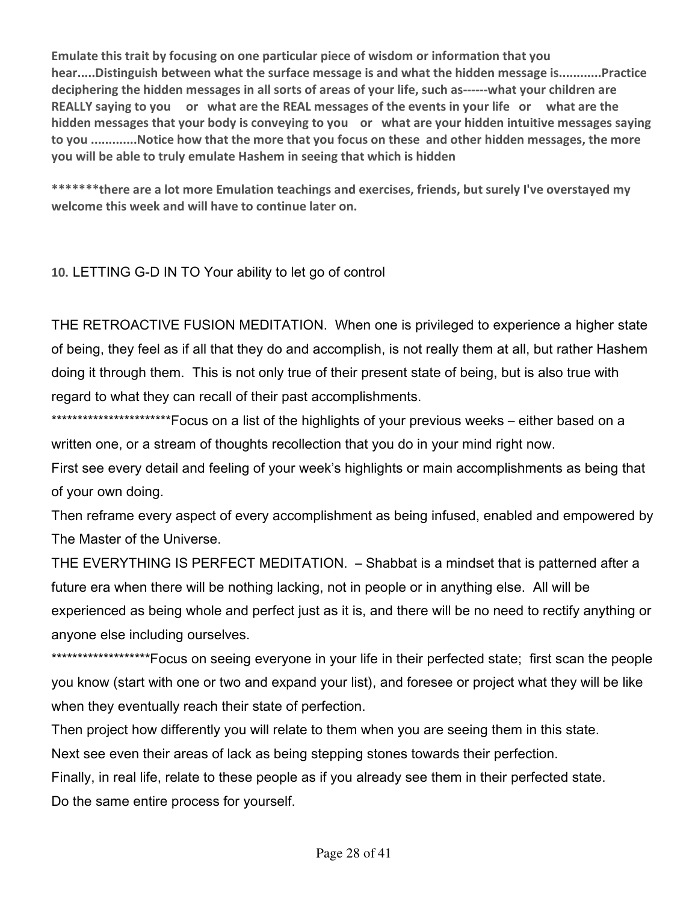**Emulate this trait by focusing on one particular piece of wisdom or information that you hear.....Distinguish between what the surface message is and what the hidden message is............Practice deciphering the hidden messages in all sorts of areas of your life, such as------what your children are REALLY saying to you or what are the REAL messages of the events in your life or what are the hidden messages that your body is conveying to you or what are your hidden intuitive messages saying to you .............Notice how that the more that you focus on these and other hidden messages, the more you will be able to truly emulate Hashem in seeing that which is hidden**

**\*\*\*\*\*\*\*there are a lot more Emulation teachings and exercises, friends, but surely I've overstayed my welcome this week and will have to continue later on.**

**10.** LETTING G-D IN TO Your ability to let go of control

THE RETROACTIVE FUSION MEDITATION. When one is privileged to experience a higher state of being, they feel as if all that they do and accomplish, is not really them at all, but rather Hashem doing it through them. This is not only true of their present state of being, but is also true with regard to what they can recall of their past accomplishments.

\*\*\*\*\*\*\*\*\*\*\*\*\*\*\*\*\*\*\*\*\*\*\*Focus on a list of the highlights of your previous weeks – either based on a written one, or a stream of thoughts recollection that you do in your mind right now.

First see every detail and feeling of your week's highlights or main accomplishments as being that of your own doing.

Then reframe every aspect of every accomplishment as being infused, enabled and empowered by The Master of the Universe.

THE EVERYTHING IS PERFECT MEDITATION. – Shabbat is a mindset that is patterned after a future era when there will be nothing lacking, not in people or in anything else. All will be experienced as being whole and perfect just as it is, and there will be no need to rectify anything or anyone else including ourselves.

\*\*\*\*\*\*\*\*\*\*\*\*\*\*\*\*\*\*\*Focus on seeing everyone in your life in their perfected state; first scan the people you know (start with one or two and expand your list), and foresee or project what they will be like when they eventually reach their state of perfection.

Then project how differently you will relate to them when you are seeing them in this state.

Next see even their areas of lack as being stepping stones towards their perfection.

Finally, in real life, relate to these people as if you already see them in their perfected state.

Do the same entire process for yourself.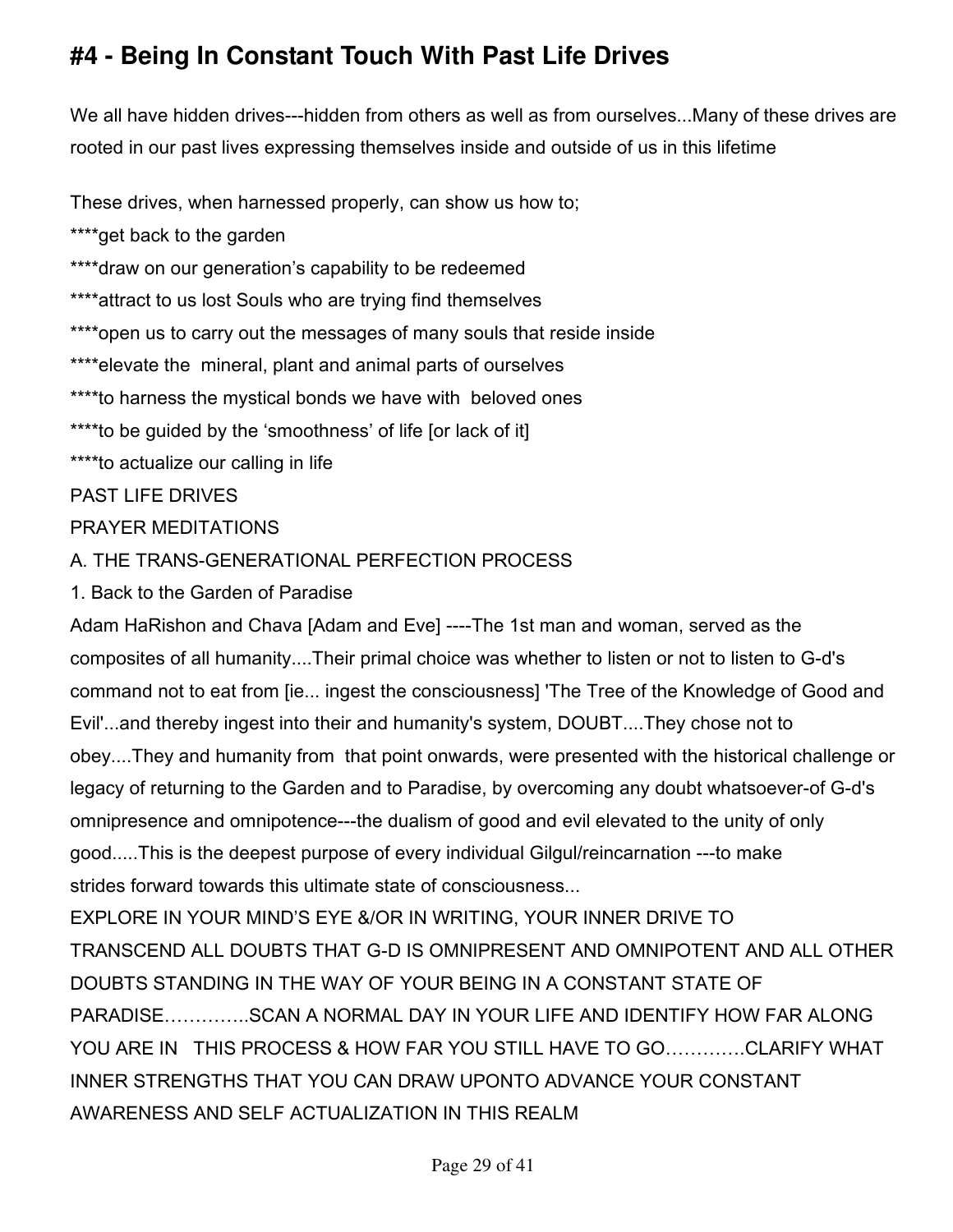## #4 - Being In Constant Touch With Past Life Drives

We all have hidden drives---hidden from others as well as from ourselves...Many of these drives are rooted in our past lives expressing themselves inside and outside of us in this lifetime

These drives, when harnessed properly, can show us how to;

****get back to the garden

****draw on our generation's capability to be redeemed

****attract to us lost Souls who are trying find themselves

****open us to carry out the messages of many souls that reside inside

****elevate the  mineral, plant and animal parts of ourselves

****to harness the mystical bonds we have with  beloved ones

****to be guided by the 'smoothness' of life [or lack of it]

****to actualize our calling in life

PAST LIFE DRIVES

PRAYER MEDITATIONS

A. THE TRANS-GENERATIONAL PERFECTION PROCESS

1. Back to the Garden of Paradise

Adam HaRishon and Chava [Adam and Eve] ----The 1st man and woman, served as the composites of all humanity....Their primal choice was whether to listen or not to listen to G-d's command not to eat from [ie... ingest the consciousness] 'The Tree of the Knowledge of Good and Evil'...and thereby ingest into their and humanity's system, DOUBT....They chose not to obey....They and humanity from  that point onwards, were presented with the historical challenge or legacy of returning to the Garden and to Paradise, by overcoming any doubt whatsoever-of G-d's omnipresence and omnipotence---the dualism of good and evil elevated to the unity of only good.....This is the deepest purpose of every individual Gilgul/reincarnation ---to make strides forward towards this ultimate state of consciousness...

EXPLORE IN YOUR MIND'S EYE &/OR IN WRITING, YOUR INNER DRIVE TO TRANSCEND ALL DOUBTS THAT G-D IS OMNIPRESENT AND OMNIPOTENT AND ALL OTHER DOUBTS STANDING IN THE WAY OF YOUR BEING IN A CONSTANT STATE OF PARADISE…………..SCAN A NORMAL DAY IN YOUR LIFE AND IDENTIFY HOW FAR ALONG YOU ARE IN   THIS PROCESS & HOW FAR YOU STILL HAVE TO GO………….CLARIFY WHAT INNER STRENGTHS THAT YOU CAN DRAW UPONTO ADVANCE YOUR CONSTANT AWARENESS AND SELF ACTUALIZATION IN THIS REALM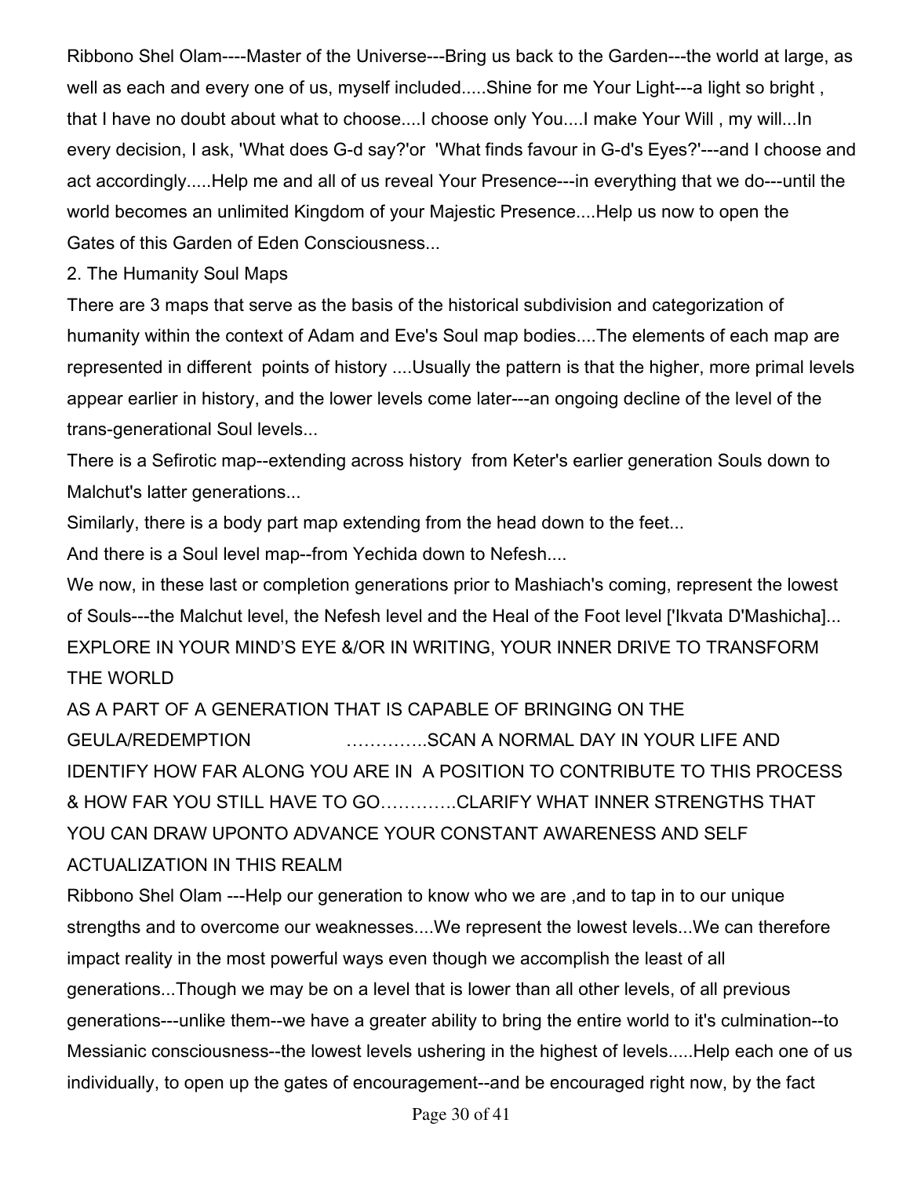Ribbono Shel Olam----Master of the Universe---Bring us back to the Garden---the world at large, as well as each and every one of us, myself included.....Shine for me Your Light---a light so bright , that I have no doubt about what to choose....I choose only You....I make Your Will , my will...In every decision, I ask, 'What does G-d say?'or 'What finds favour in G-d's Eyes?'---and I choose and act accordingly.....Help me and all of us reveal Your Presence---in everything that we do---until the world becomes an unlimited Kingdom of your Majestic Presence....Help us now to open the Gates of this Garden of Eden Consciousness...

2. The Humanity Soul Maps

There are 3 maps that serve as the basis of the historical subdivision and categorization of humanity within the context of Adam and Eve's Soul map bodies....The elements of each map are represented in different points of history ....Usually the pattern is that the higher, more primal levels appear earlier in history, and the lower levels come later---an ongoing decline of the level of the trans-generational Soul levels...

There is a Sefirotic map--extending across history from Keter's earlier generation Souls down to Malchut's latter generations...

Similarly, there is a body part map extending from the head down to the feet...

And there is a Soul level map--from Yechida down to Nefesh....

We now, in these last or completion generations prior to Mashiach's coming, represent the lowest of Souls---the Malchut level, the Nefesh level and the Heal of the Foot level ['Ikvata D'Mashicha]...

EXPLORE IN YOUR MIND'S EYE &/OR IN WRITING, YOUR INNER DRIVE TO TRANSFORM THE WORLD AS A PART OF A GENERATION THAT IS CAPABLE OF BRINGING ON THE GEULA/REDEMPTION ………….SCAN A NORMAL DAY IN YOUR LIFE AND IDENTIFY HOW FAR ALONG YOU ARE IN A POSITION TO CONTRIBUTE TO THIS PROCESS & HOW FAR YOU STILL HAVE TO GO………….CLARIFY WHAT INNER STRENGTHS THAT YOU CAN DRAW UPONTO ADVANCE YOUR CONSTANT AWARENESS AND SELF ACTUALIZATION IN THIS REALM

Ribbono Shel Olam ---Help our generation to know who we are ,and to tap in to our unique strengths and to overcome our weaknesses....We represent the lowest levels...We can therefore impact reality in the most powerful ways even though we accomplish the least of all generations...Though we may be on a level that is lower than all other levels, of all previous generations---unlike them--we have a greater ability to bring the entire world to it's culmination--to Messianic consciousness--the lowest levels ushering in the highest of levels.....Help each one of us individually, to open up the gates of encouragement--and be encouraged right now, by the fact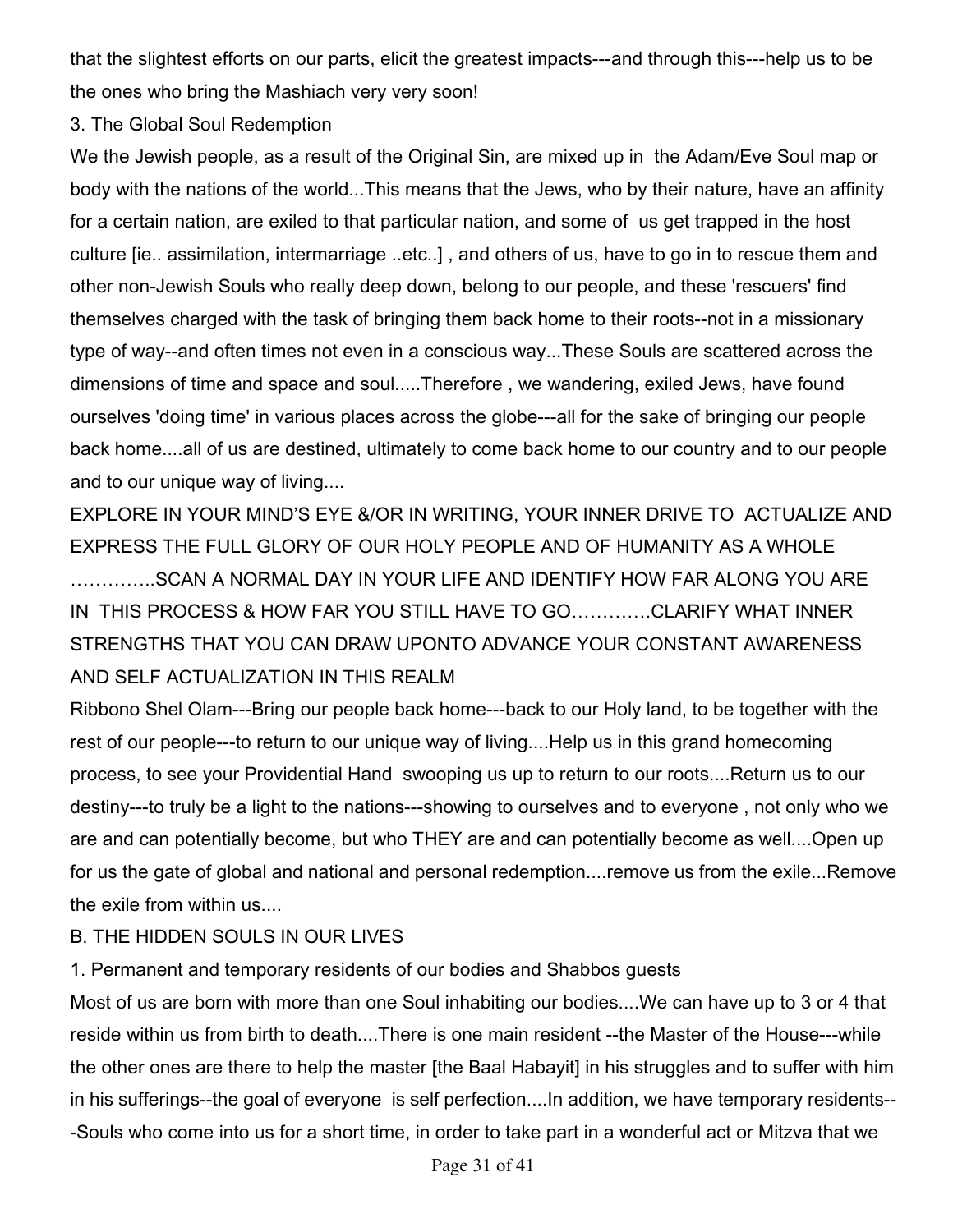that the slightest efforts on our parts, elicit the greatest impacts---and through this---help us to be the ones who bring the Mashiach very very soon!

3. The Global Soul Redemption

We the Jewish people, as a result of the Original Sin, are mixed up in the Adam/Eve Soul map or body with the nations of the world...This means that the Jews, who by their nature, have an affinity for a certain nation, are exiled to that particular nation, and some of us get trapped in the host culture [ie.. assimilation, intermarriage ..etc..] , and others of us, have to go in to rescue them and other non-Jewish Souls who really deep down, belong to our people, and these 'rescuers' find themselves charged with the task of bringing them back home to their roots--not in a missionary type of way--and often times not even in a conscious way...These Souls are scattered across the dimensions of time and space and soul.....Therefore , we wandering, exiled Jews, have found ourselves 'doing time' in various places across the globe---all for the sake of bringing our people back home....all of us are destined, ultimately to come back home to our country and to our people and to our unique way of living....

EXPLORE IN YOUR MIND'S EYE &/OR IN WRITING, YOUR INNER DRIVE TO ACTUALIZE AND EXPRESS THE FULL GLORY OF OUR HOLY PEOPLE AND OF HUMANITY AS A WHOLE …………..SCAN A NORMAL DAY IN YOUR LIFE AND IDENTIFY HOW FAR ALONG YOU ARE IN THIS PROCESS & HOW FAR YOU STILL HAVE TO GO………….CLARIFY WHAT INNER STRENGTHS THAT YOU CAN DRAW UPONTO ADVANCE YOUR CONSTANT AWARENESS AND SELF ACTUALIZATION IN THIS REALM

Ribbono Shel Olam---Bring our people back home---back to our Holy land, to be together with the rest of our people---to return to our unique way of living....Help us in this grand homecoming process, to see your Providential Hand swooping us up to return to our roots....Return us to our destiny---to truly be a light to the nations---showing to ourselves and to everyone , not only who we are and can potentially become, but who THEY are and can potentially become as well....Open up for us the gate of global and national and personal redemption....remove us from the exile...Remove the exile from within us....

B. THE HIDDEN SOULS IN OUR LIVES

1. Permanent and temporary residents of our bodies and Shabbos guests

Most of us are born with more than one Soul inhabiting our bodies....We can have up to 3 or 4 that reside within us from birth to death....There is one main resident --the Master of the House---while the other ones are there to help the master [the Baal Habayit] in his struggles and to suffer with him in his sufferings--the goal of everyone is self perfection....In addition, we have temporary residents---Souls who come into us for a short time, in order to take part in a wonderful act or Mitzva that we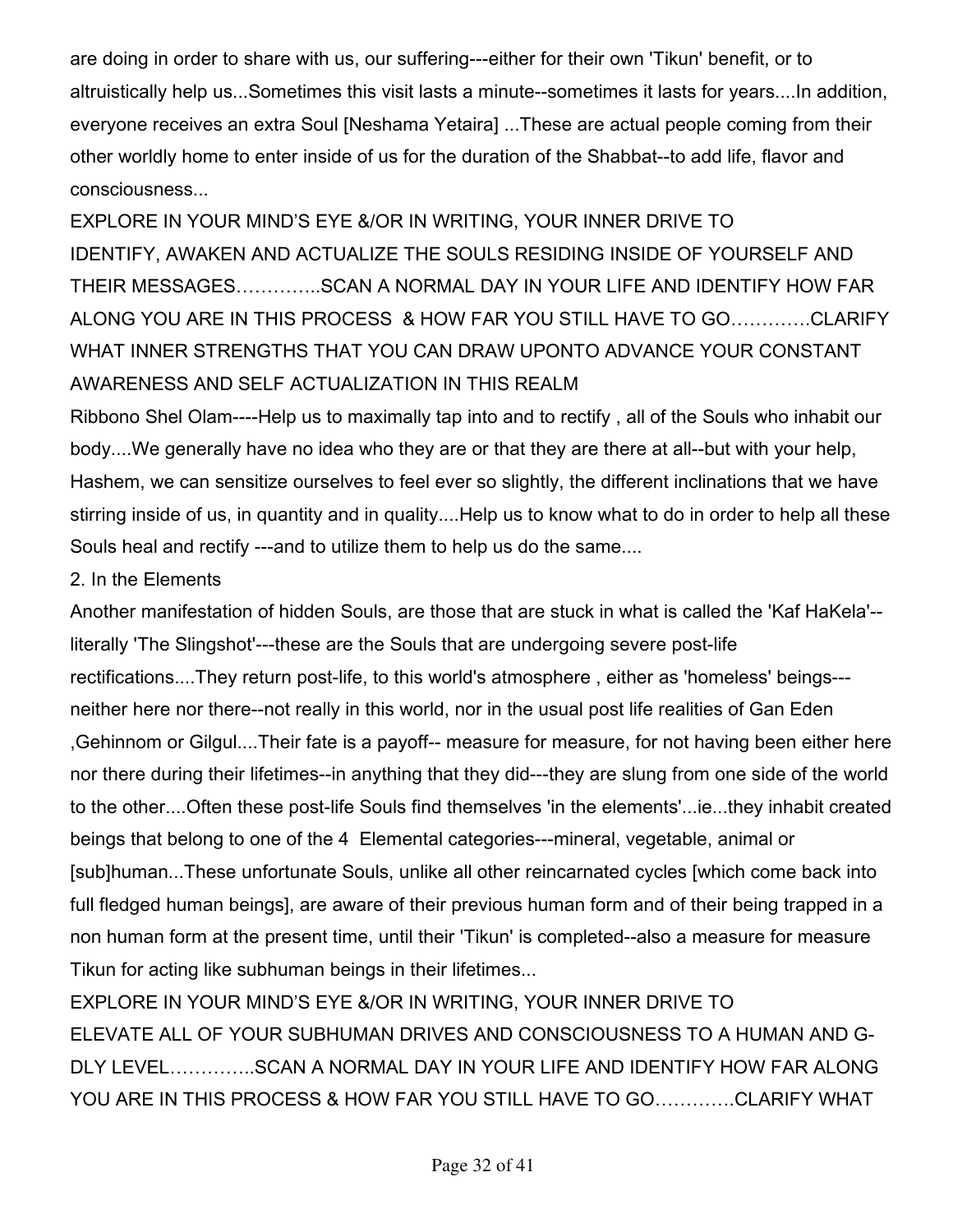are doing in order to share with us, our suffering---either for their own 'Tikun' benefit, or to altruistically help us...Sometimes this visit lasts a minute--sometimes it lasts for years....In addition, everyone receives an extra Soul [Neshama Yetaira] ...These are actual people coming from their other worldly home to enter inside of us for the duration of the Shabbat--to add life, flavor and consciousness...

EXPLORE IN YOUR MIND'S EYE &/OR IN WRITING, YOUR INNER DRIVE TO IDENTIFY, AWAKEN AND ACTUALIZE THE SOULS RESIDING INSIDE OF YOURSELF AND THEIR MESSAGES…………..SCAN A NORMAL DAY IN YOUR LIFE AND IDENTIFY HOW FAR ALONG YOU ARE IN THIS PROCESS & HOW FAR YOU STILL HAVE TO GO………….CLARIFY WHAT INNER STRENGTHS THAT YOU CAN DRAW UPONTO ADVANCE YOUR CONSTANT AWARENESS AND SELF ACTUALIZATION IN THIS REALM

Ribbono Shel Olam----Help us to maximally tap into and to rectify , all of the Souls who inhabit our body....We generally have no idea who they are or that they are there at all--but with your help, Hashem, we can sensitize ourselves to feel ever so slightly, the different inclinations that we have stirring inside of us, in quantity and in quality....Help us to know what to do in order to help all these Souls heal and rectify ---and to utilize them to help us do the same....

2. In the Elements

Another manifestation of hidden Souls, are those that are stuck in what is called the 'Kaf HaKela'--literally 'The Slingshot'---these are the Souls that are undergoing severe post-life rectifications....They return post-life, to this world's atmosphere , either as 'homeless' beings---neither here nor there--not really in this world, nor in the usual post life realities of Gan Eden ,Gehinnom or Gilgul....Their fate is a payoff-- measure for measure, for not having been either here nor there during their lifetimes--in anything that they did---they are slung from one side of the world to the other....Often these post-life Souls find themselves 'in the elements'...ie...they inhabit created beings that belong to one of the 4 Elemental categories---mineral, vegetable, animal or [sub]human...These unfortunate Souls, unlike all other reincarnated cycles [which come back into full fledged human beings], are aware of their previous human form and of their being trapped in a non human form at the present time, until their 'Tikun' is completed--also a measure for measure Tikun for acting like subhuman beings in their lifetimes...

EXPLORE IN YOUR MIND'S EYE &/OR IN WRITING, YOUR INNER DRIVE TO ELEVATE ALL OF YOUR SUBHUMAN DRIVES AND CONSCIOUSNESS TO A HUMAN AND G-DLY LEVEL…………..SCAN A NORMAL DAY IN YOUR LIFE AND IDENTIFY HOW FAR ALONG YOU ARE IN THIS PROCESS & HOW FAR YOU STILL HAVE TO GO………….CLARIFY WHAT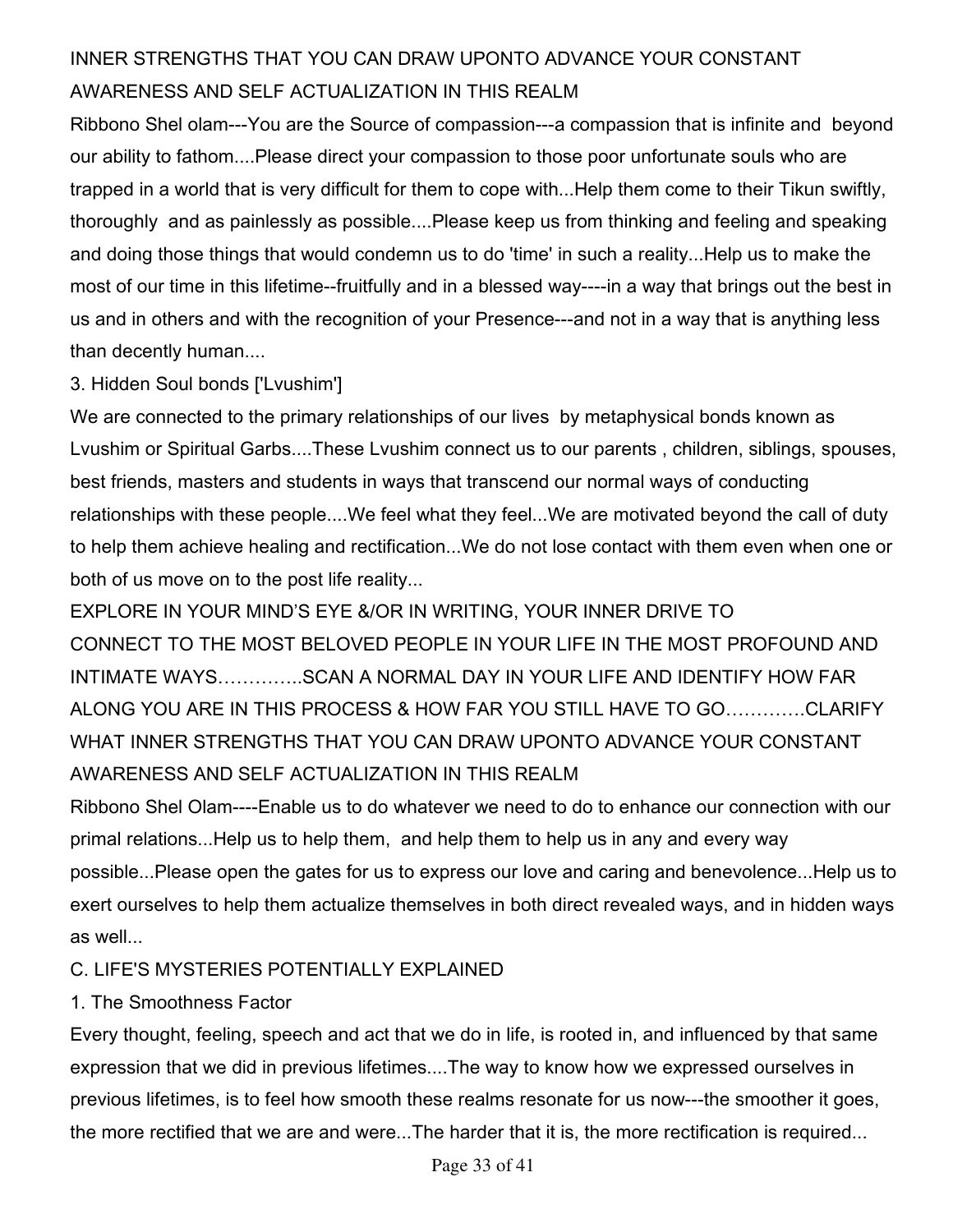INNER STRENGTHS THAT YOU CAN DRAW UPONTO ADVANCE YOUR CONSTANT AWARENESS AND SELF ACTUALIZATION IN THIS REALM

Ribbono Shel olam---You are the Source of compassion---a compassion that is infinite and beyond our ability to fathom....Please direct your compassion to those poor unfortunate souls who are trapped in a world that is very difficult for them to cope with...Help them come to their Tikun swiftly, thoroughly and as painlessly as possible....Please keep us from thinking and feeling and speaking and doing those things that would condemn us to do 'time' in such a reality...Help us to make the most of our time in this lifetime--fruitfully and in a blessed way----in a way that brings out the best in us and in others and with the recognition of your Presence---and not in a way that is anything less than decently human....

### 3. Hidden Soul bonds ['Lvushim']

We are connected to the primary relationships of our lives by metaphysical bonds known as Lvushim or Spiritual Garbs....These Lvushim connect us to our parents , children, siblings, spouses, best friends, masters and students in ways that transcend our normal ways of conducting relationships with these people....We feel what they feel...We are motivated beyond the call of duty to help them achieve healing and rectification...We do not lose contact with them even when one or both of us move on to the post life reality...

EXPLORE IN YOUR MIND'S EYE &/OR IN WRITING, YOUR INNER DRIVE TO CONNECT TO THE MOST BELOVED PEOPLE IN YOUR LIFE IN THE MOST PROFOUND AND INTIMATE WAYS…………..SCAN A NORMAL DAY IN YOUR LIFE AND IDENTIFY HOW FAR ALONG YOU ARE IN THIS PROCESS & HOW FAR YOU STILL HAVE TO GO………….CLARIFY WHAT INNER STRENGTHS THAT YOU CAN DRAW UPONTO ADVANCE YOUR CONSTANT AWARENESS AND SELF ACTUALIZATION IN THIS REALM

Ribbono Shel Olam----Enable us to do whatever we need to do to enhance our connection with our primal relations...Help us to help them, and help them to help us in any and every way possible...Please open the gates for us to express our love and caring and benevolence...Help us to exert ourselves to help them actualize themselves in both direct revealed ways, and in hidden ways as well...

## C. LIFE'S MYSTERIES POTENTIALLY EXPLAINED

### 1. The Smoothness Factor

Every thought, feeling, speech and act that we do in life, is rooted in, and influenced by that same expression that we did in previous lifetimes....The way to know how we expressed ourselves in previous lifetimes, is to feel how smooth these realms resonate for us now---the smoother it goes, the more rectified that we are and were...The harder that it is, the more rectification is required...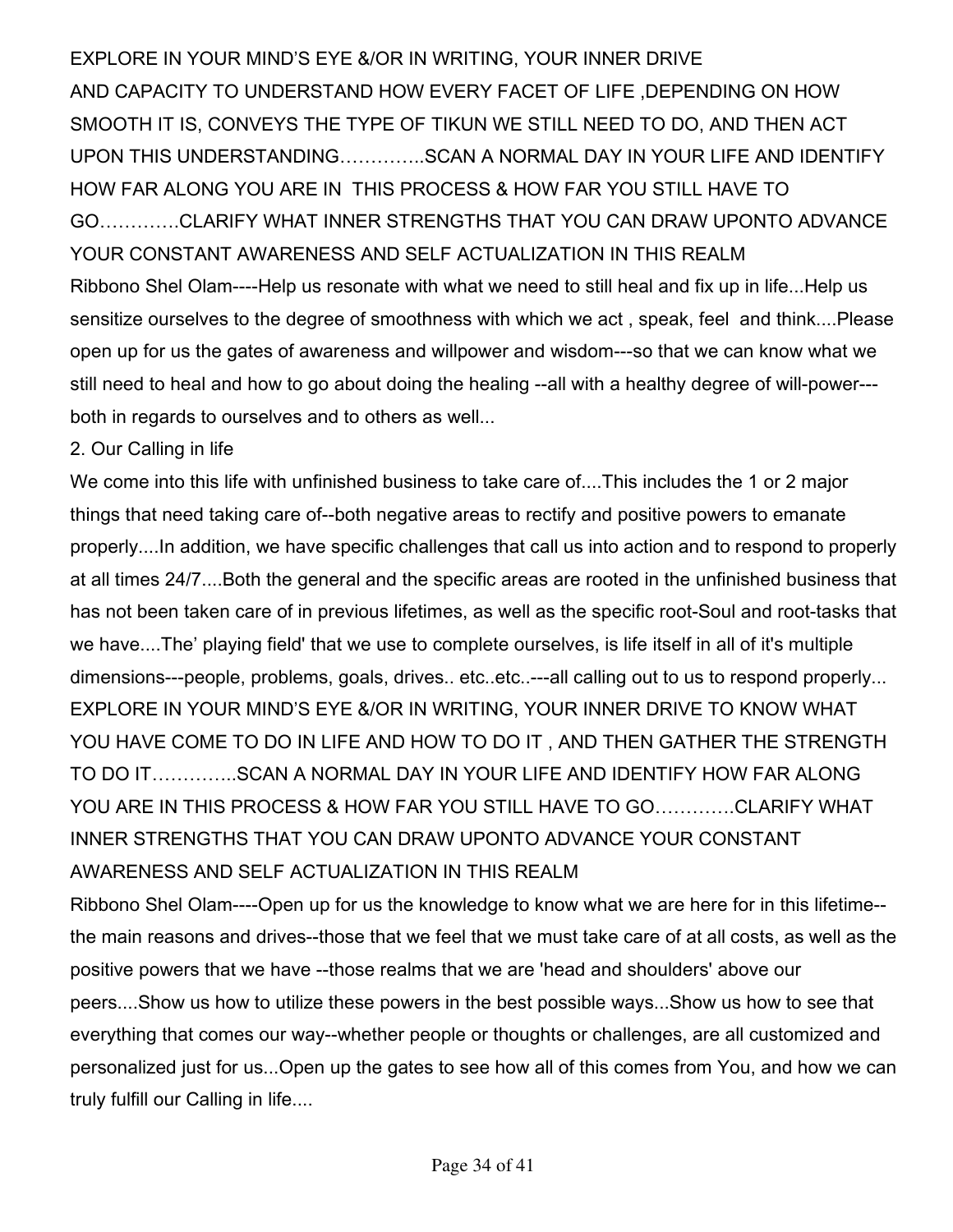EXPLORE IN YOUR MIND'S EYE &/OR IN WRITING, YOUR INNER DRIVE AND CAPACITY TO UNDERSTAND HOW EVERY FACET OF LIFE ,DEPENDING ON HOW SMOOTH IT IS, CONVEYS THE TYPE OF TIKUN WE STILL NEED TO DO, AND THEN ACT UPON THIS UNDERSTANDING…………..SCAN A NORMAL DAY IN YOUR LIFE AND IDENTIFY HOW FAR ALONG YOU ARE IN THIS PROCESS & HOW FAR YOU STILL HAVE TO GO………….CLARIFY WHAT INNER STRENGTHS THAT YOU CAN DRAW UPONTO ADVANCE YOUR CONSTANT AWARENESS AND SELF ACTUALIZATION IN THIS REALM

Ribbono Shel Olam----Help us resonate with what we need to still heal and fix up in life...Help us sensitize ourselves to the degree of smoothness with which we act , speak, feel and think....Please open up for us the gates of awareness and willpower and wisdom---so that we can know what we still need to heal and how to go about doing the healing --all with a healthy degree of will-power---both in regards to ourselves and to others as well...

2. Our Calling in life

We come into this life with unfinished business to take care of....This includes the 1 or 2 major things that need taking care of--both negative areas to rectify and positive powers to emanate properly....In addition, we have specific challenges that call us into action and to respond to properly at all times 24/7....Both the general and the specific areas are rooted in the unfinished business that has not been taken care of in previous lifetimes, as well as the specific root-Soul and root-tasks that we have....The' playing field' that we use to complete ourselves, is life itself in all of it's multiple dimensions---people, problems, goals, drives.. etc..etc..---all calling out to us to respond properly...

EXPLORE IN YOUR MIND'S EYE &/OR IN WRITING, YOUR INNER DRIVE TO KNOW WHAT YOU HAVE COME TO DO IN LIFE AND HOW TO DO IT , AND THEN GATHER THE STRENGTH TO DO IT…………..SCAN A NORMAL DAY IN YOUR LIFE AND IDENTIFY HOW FAR ALONG YOU ARE IN THIS PROCESS & HOW FAR YOU STILL HAVE TO GO………….CLARIFY WHAT INNER STRENGTHS THAT YOU CAN DRAW UPONTO ADVANCE YOUR CONSTANT AWARENESS AND SELF ACTUALIZATION IN THIS REALM

Ribbono Shel Olam----Open up for us the knowledge to know what we are here for in this lifetime--the main reasons and drives--those that we feel that we must take care of at all costs, as well as the positive powers that we have --those realms that we are 'head and shoulders' above our peers....Show us how to utilize these powers in the best possible ways...Show us how to see that everything that comes our way--whether people or thoughts or challenges, are all customized and personalized just for us...Open up the gates to see how all of this comes from You, and how we can truly fulfill our Calling in life....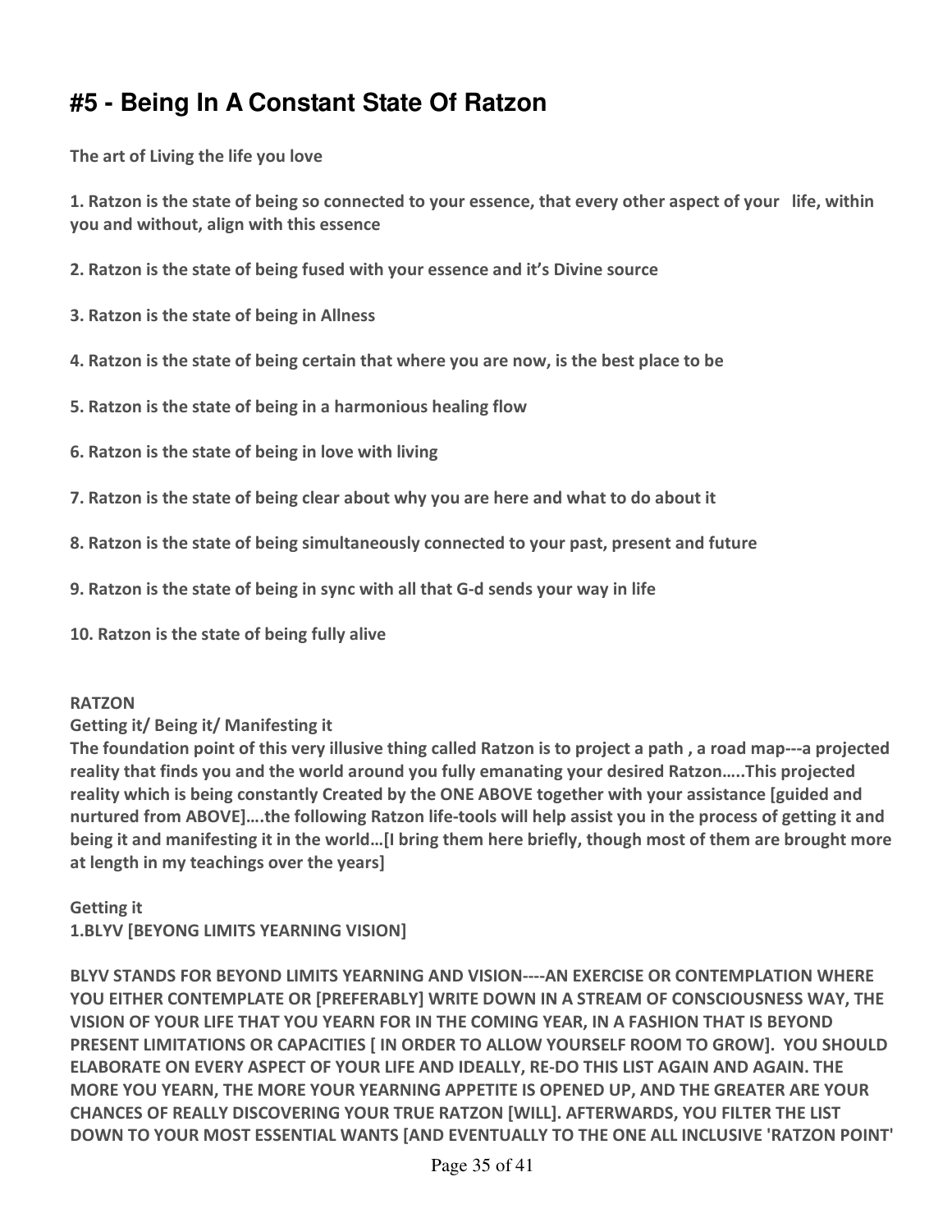# #5 - Being In A Constant State Of Ratzon

**The art of Living the life you love**

**1. Ratzon is the state of being so connected to your essence, that every other aspect of your life, within you and without, align with this essence**

**2. Ratzon is the state of being fused with your essence and it's Divine source**

**3. Ratzon is the state of being in Allness**

**4. Ratzon is the state of being certain that where you are now, is the best place to be**

**5. Ratzon is the state of being in a harmonious healing flow**

**6. Ratzon is the state of being in love with living**

**7. Ratzon is the state of being clear about why you are here and what to do about it**

**8. Ratzon is the state of being simultaneously connected to your past, present and future**

**9. Ratzon is the state of being in sync with all that G-d sends your way in life**

**10. Ratzon is the state of being fully alive**

**RATZON**
**Getting it/ Being it/ Manifesting it**
**The foundation point of this very illusive thing called Ratzon is to project a path , a road map---a projected reality that finds you and the world around you fully emanating your desired Ratzon…..This projected reality which is being constantly Created by the ONE ABOVE together with your assistance [guided and nurtured from ABOVE]….the following Ratzon life-tools will help assist you in the process of getting it and being it and manifesting it in the world…[I bring them here briefly, though most of them are brought more at length in my teachings over the years]**

**Getting it**
**1.BLYV [BEYONG LIMITS YEARNING VISION]**

**BLYV STANDS FOR BEYOND LIMITS YEARNING AND VISION----AN EXERCISE OR CONTEMPLATION WHERE YOU EITHER CONTEMPLATE OR [PREFERABLY] WRITE DOWN IN A STREAM OF CONSCIOUSNESS WAY, THE VISION OF YOUR LIFE THAT YOU YEARN FOR IN THE COMING YEAR, IN A FASHION THAT IS BEYOND PRESENT LIMITATIONS OR CAPACITIES [ IN ORDER TO ALLOW YOURSELF ROOM TO GROW]. YOU SHOULD ELABORATE ON EVERY ASPECT OF YOUR LIFE AND IDEALLY, RE-DO THIS LIST AGAIN AND AGAIN. THE MORE YOU YEARN, THE MORE YOUR YEARNING APPETITE IS OPENED UP, AND THE GREATER ARE YOUR CHANCES OF REALLY DISCOVERING YOUR TRUE RATZON [WILL]. AFTERWARDS, YOU FILTER THE LIST DOWN TO YOUR MOST ESSENTIAL WANTS [AND EVENTUALLY TO THE ONE ALL INCLUSIVE 'RATZON POINT'**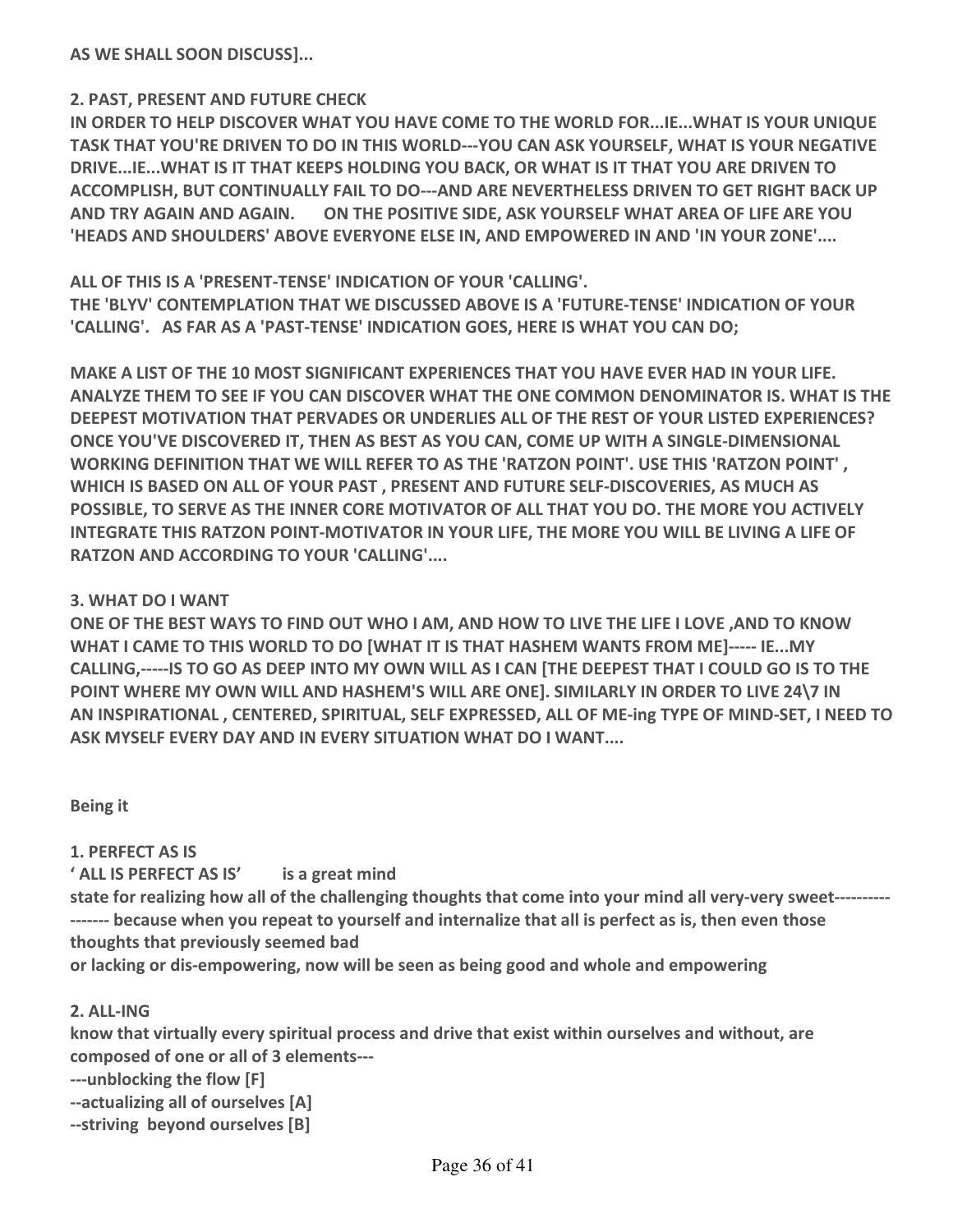**AS WE SHALL SOON DISCUSS]...**

**2. PAST, PRESENT AND FUTURE CHECK**

**IN ORDER TO HELP DISCOVER WHAT YOU HAVE COME TO THE WORLD FOR...IE...WHAT IS YOUR UNIQUE TASK THAT YOU'RE DRIVEN TO DO IN THIS WORLD---YOU CAN ASK YOURSELF, WHAT IS YOUR NEGATIVE DRIVE...IE...WHAT IS IT THAT KEEPS HOLDING YOU BACK, OR WHAT IS IT THAT YOU ARE DRIVEN TO ACCOMPLISH, BUT CONTINUALLY FAIL TO DO---AND ARE NEVERTHELESS DRIVEN TO GET RIGHT BACK UP AND TRY AGAIN AND AGAIN. ON THE POSITIVE SIDE, ASK YOURSELF WHAT AREA OF LIFE ARE YOU 'HEADS AND SHOULDERS' ABOVE EVERYONE ELSE IN, AND EMPOWERED IN AND 'IN YOUR ZONE'....**

**ALL OF THIS IS A 'PRESENT-TENSE' INDICATION OF YOUR 'CALLING'.**
**THE 'BLYV' CONTEMPLATION THAT WE DISCUSSED ABOVE IS A 'FUTURE-TENSE' INDICATION OF YOUR 'CALLING'. AS FAR AS A 'PAST-TENSE' INDICATION GOES, HERE IS WHAT YOU CAN DO;**

**MAKE A LIST OF THE 10 MOST SIGNIFICANT EXPERIENCES THAT YOU HAVE EVER HAD IN YOUR LIFE. ANALYZE THEM TO SEE IF YOU CAN DISCOVER WHAT THE ONE COMMON DENOMINATOR IS. WHAT IS THE DEEPEST MOTIVATION THAT PERVADES OR UNDERLIES ALL OF THE REST OF YOUR LISTED EXPERIENCES? ONCE YOU'VE DISCOVERED IT, THEN AS BEST AS YOU CAN, COME UP WITH A SINGLE-DIMENSIONAL WORKING DEFINITION THAT WE WILL REFER TO AS THE 'RATZON POINT'. USE THIS 'RATZON POINT' , WHICH IS BASED ON ALL OF YOUR PAST , PRESENT AND FUTURE SELF-DISCOVERIES, AS MUCH AS POSSIBLE, TO SERVE AS THE INNER CORE MOTIVATOR OF ALL THAT YOU DO. THE MORE YOU ACTIVELY INTEGRATE THIS RATZON POINT-MOTIVATOR IN YOUR LIFE, THE MORE YOU WILL BE LIVING A LIFE OF RATZON AND ACCORDING TO YOUR 'CALLING'....**

**3. WHAT DO I WANT**

**ONE OF THE BEST WAYS TO FIND OUT WHO I AM, AND HOW TO LIVE THE LIFE I LOVE ,AND TO KNOW WHAT I CAME TO THIS WORLD TO DO [WHAT IT IS THAT HASHEM WANTS FROM ME]----- IE...MY CALLING,-----IS TO GO AS DEEP INTO MY OWN WILL AS I CAN [THE DEEPEST THAT I COULD GO IS TO THE POINT WHERE MY OWN WILL AND HASHEM'S WILL ARE ONE]. SIMILARLY IN ORDER TO LIVE 24\7 IN AN INSPIRATIONAL , CENTERED, SPIRITUAL, SELF EXPRESSED, ALL OF ME-ing TYPE OF MIND-SET, I NEED TO ASK MYSELF EVERY DAY AND IN EVERY SITUATION WHAT DO I WANT....**

**Being it**

**1. PERFECT AS IS**

**' ALL IS PERFECT AS IS' is a great mind state for realizing how all of the challenging thoughts that come into your mind all very-very sweet----------------- because when you repeat to yourself and internalize that all is perfect as is, then even those thoughts that previously seemed bad or lacking or dis-empowering, now will be seen as being good and whole and empowering**

**2. ALL-ING**

**know that virtually every spiritual process and drive that exist within ourselves and without, are composed of one or all of 3 elements---**

**---unblocking the flow [F]**
**--actualizing all of ourselves [A]**
**--striving beyond ourselves [B]**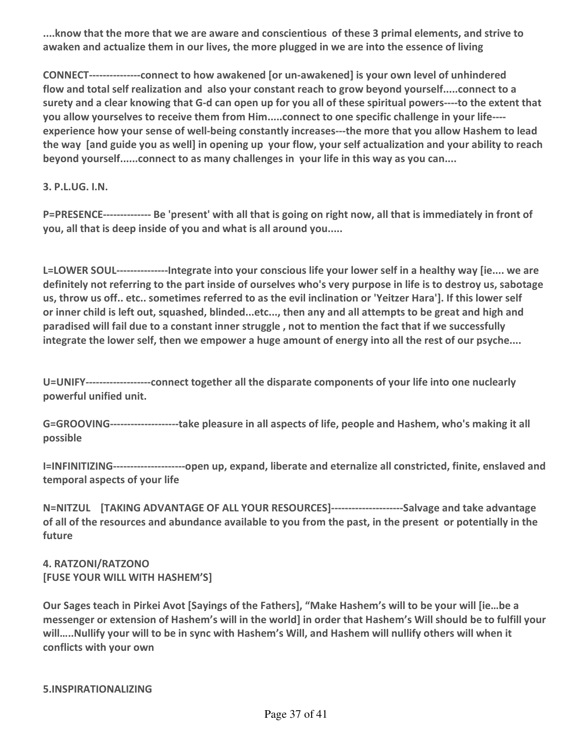**....know that the more that we are aware and conscientious of these 3 primal elements, and strive to awaken and actualize them in our lives, the more plugged in we are into the essence of living**

**CONNECT---------------connect to how awakened [or un-awakened] is your own level of unhindered flow and total self realization and also your constant reach to grow beyond yourself.....connect to a surety and a clear knowing that G-d can open up for you all of these spiritual powers----to the extent that you allow yourselves to receive them from Him.....connect to one specific challenge in your life----experience how your sense of well-being constantly increases---the more that you allow Hashem to lead the way [and guide you as well] in opening up your flow, your self actualization and your ability to reach beyond yourself......connect to as many challenges in your life in this way as you can....**

**3. P.L.UG. I.N.**

**P=PRESENCE-------------- Be 'present' with all that is going on right now, all that is immediately in front of you, all that is deep inside of you and what is all around you.....**

**L=LOWER SOUL---------------Integrate into your conscious life your lower self in a healthy way [ie.... we are definitely not referring to the part inside of ourselves who's very purpose in life is to destroy us, sabotage us, throw us off.. etc.. sometimes referred to as the evil inclination or 'Yeitzer Hara']. If this lower self or inner child is left out, squashed, blinded...etc..., then any and all attempts to be great and high and paradised will fail due to a constant inner struggle , not to mention the fact that if we successfully integrate the lower self, then we empower a huge amount of energy into all the rest of our psyche....**

**U=UNIFY-------------------connect together all the disparate components of your life into one nuclearly powerful unified unit.**

**G=GROOVING--------------------take pleasure in all aspects of life, people and Hashem, who's making it all possible**

**I=INFINITIZING---------------------open up, expand, liberate and eternalize all constricted, finite, enslaved and temporal aspects of your life**

**N=NITZUL [TAKING ADVANTAGE OF ALL YOUR RESOURCES]---------------------Salvage and take advantage of all of the resources and abundance available to you from the past, in the present or potentially in the future**

**4. RATZONI/RATZONO**
**[FUSE YOUR WILL WITH HASHEM'S]**

**Our Sages teach in Pirkei Avot [Sayings of the Fathers], "Make Hashem's will to be your will [ie…be a messenger or extension of Hashem's will in the world] in order that Hashem's Will should be to fulfill your will…..Nullify your will to be in sync with Hashem's Will, and Hashem will nullify others will when it conflicts with your own**

**5.INSPIRATIONALIZING**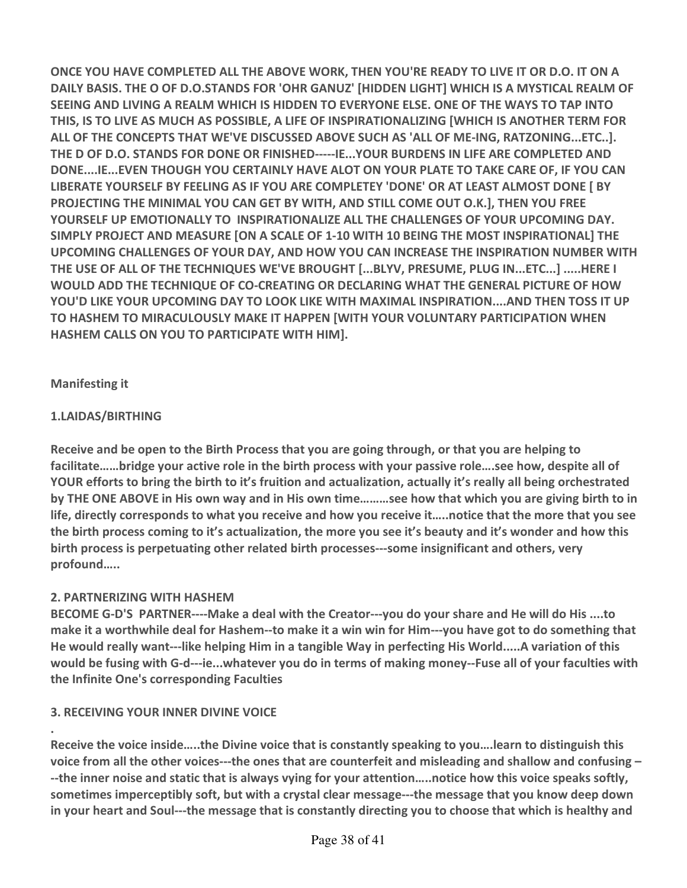**ONCE YOU HAVE COMPLETED ALL THE ABOVE WORK, THEN YOU'RE READY TO LIVE IT OR D.O. IT ON A DAILY BASIS. THE O OF D.O.STANDS FOR 'OHR GANUZ' [HIDDEN LIGHT] WHICH IS A MYSTICAL REALM OF SEEING AND LIVING A REALM WHICH IS HIDDEN TO EVERYONE ELSE. ONE OF THE WAYS TO TAP INTO THIS, IS TO LIVE AS MUCH AS POSSIBLE, A LIFE OF INSPIRATIONALIZING [WHICH IS ANOTHER TERM FOR ALL OF THE CONCEPTS THAT WE'VE DISCUSSED ABOVE SUCH AS 'ALL OF ME-ING, RATZONING...ETC..]. THE D OF D.O. STANDS FOR DONE OR FINISHED-----IE...YOUR BURDENS IN LIFE ARE COMPLETED AND DONE....IE...EVEN THOUGH YOU CERTAINLY HAVE ALOT ON YOUR PLATE TO TAKE CARE OF, IF YOU CAN LIBERATE YOURSELF BY FEELING AS IF YOU ARE COMPLETEY 'DONE' OR AT LEAST ALMOST DONE [ BY PROJECTING THE MINIMAL YOU CAN GET BY WITH, AND STILL COME OUT O.K.], THEN YOU FREE YOURSELF UP EMOTIONALLY TO INSPIRATIONALIZE ALL THE CHALLENGES OF YOUR UPCOMING DAY. SIMPLY PROJECT AND MEASURE [ON A SCALE OF 1-10 WITH 10 BEING THE MOST INSPIRATIONAL] THE UPCOMING CHALLENGES OF YOUR DAY, AND HOW YOU CAN INCREASE THE INSPIRATION NUMBER WITH THE USE OF ALL OF THE TECHNIQUES WE'VE BROUGHT [...BLYV, PRESUME, PLUG IN...ETC...] .....HERE I WOULD ADD THE TECHNIQUE OF CO-CREATING OR DECLARING WHAT THE GENERAL PICTURE OF HOW YOU'D LIKE YOUR UPCOMING DAY TO LOOK LIKE WITH MAXIMAL INSPIRATION....AND THEN TOSS IT UP TO HASHEM TO MIRACULOUSLY MAKE IT HAPPEN [WITH YOUR VOLUNTARY PARTICIPATION WHEN HASHEM CALLS ON YOU TO PARTICIPATE WITH HIM].**

**Manifesting it**

**1.LAIDAS/BIRTHING**

**Receive and be open to the Birth Process that you are going through, or that you are helping to facilitate……bridge your active role in the birth process with your passive role….see how, despite all of YOUR efforts to bring the birth to it's fruition and actualization, actually it's really all being orchestrated by THE ONE ABOVE in His own way and in His own time………see how that which you are giving birth to in life, directly corresponds to what you receive and how you receive it…..notice that the more that you see the birth process coming to it's actualization, the more you see it's beauty and it's wonder and how this birth process is perpetuating other related birth processes---some insignificant and others, very profound…..**

**2. PARTNERIZING WITH HASHEM**

**BECOME G-D'S PARTNER----Make a deal with the Creator---you do your share and He will do His ....to make it a worthwhile deal for Hashem--to make it a win win for Him---you have got to do something that He would really want---like helping Him in a tangible Way in perfecting His World.....A variation of this would be fusing with G-d---ie...whatever you do in terms of making money--Fuse all of your faculties with the Infinite One's corresponding Faculties**

**3. RECEIVING YOUR INNER DIVINE VOICE**

**.**

**Receive the voice inside…..the Divine voice that is constantly speaking to you….learn to distinguish this voice from all the other voices---the ones that are counterfeit and misleading and shallow and confusing –--the inner noise and static that is always vying for your attention…..notice how this voice speaks softly, sometimes imperceptibly soft, but with a crystal clear message---the message that you know deep down in your heart and Soul---the message that is constantly directing you to choose that which is healthy and**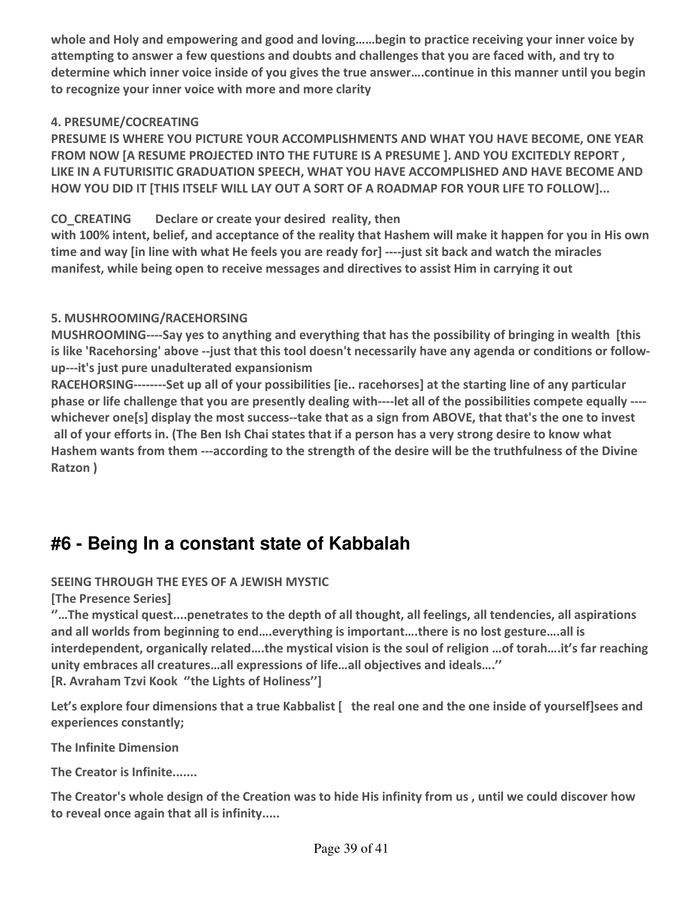**whole and Holy and empowering and good and loving……begin to practice receiving your inner voice by attempting to answer a few questions and doubts and challenges that you are faced with, and try to determine which inner voice inside of you gives the true answer….continue in this manner until you begin to recognize your inner voice with more and more clarity**

**4. PRESUME/COCREATING**

**PRESUME IS WHERE YOU PICTURE YOUR ACCOMPLISHMENTS AND WHAT YOU HAVE BECOME, ONE YEAR FROM NOW [A RESUME PROJECTED INTO THE FUTURE IS A PRESUME ]. AND YOU EXCITEDLY REPORT , LIKE IN A FUTURISITIC GRADUATION SPEECH, WHAT YOU HAVE ACCOMPLISHED AND HAVE BECOME AND HOW YOU DID IT [THIS ITSELF WILL LAY OUT A SORT OF A ROADMAP FOR YOUR LIFE TO FOLLOW]...**

**CO_CREATING    Declare or create your desired reality, then with 100% intent, belief, and acceptance of the reality that Hashem will make it happen for you in His own time and way [in line with what He feels you are ready for] ----just sit back and watch the miracles manifest, while being open to receive messages and directives to assist Him in carrying it out**

**5. MUSHROOMING/RACEHORSING**

**MUSHROOMING----Say yes to anything and everything that has the possibility of bringing in wealth [this is like 'Racehorsing' above --just that this tool doesn't necessarily have any agenda or conditions or follow-up---it's just pure unadulterated expansionism**

**RACEHORSING--------Set up all of your possibilities [ie.. racehorses] at the starting line of any particular phase or life challenge that you are presently dealing with----let all of the possibilities compete equally ----whichever one[s] display the most success--take that as a sign from ABOVE, that that's the one to invest all of your efforts in. (The Ben Ish Chai states that if a person has a very strong desire to know what Hashem wants from them ---according to the strength of the desire will be the truthfulness of the Divine Ratzon )**

## #6 - Being In a constant state of Kabbalah

**SEEING THROUGH THE EYES OF A JEWISH MYSTIC**

**[The Presence Series]**

**''…The mystical quest....penetrates to the depth of all thought, all feelings, all tendencies, all aspirations and all worlds from beginning to end….everything is important….there is no lost gesture….all is interdependent, organically related….the mystical vision is the soul of religion …of torah….it's far reaching unity embraces all creatures…all expressions of life…all objectives and ideals….''**
**[R. Avraham Tzvi Kook ''the Lights of Holiness'']**

**Let's explore four dimensions that a true Kabbalist [ the real one and the one inside of yourself]sees and experiences constantly;**

**The Infinite Dimension**

**The Creator is Infinite.......**

**The Creator's whole design of the Creation was to hide His infinity from us , until we could discover how to reveal once again that all is infinity.....**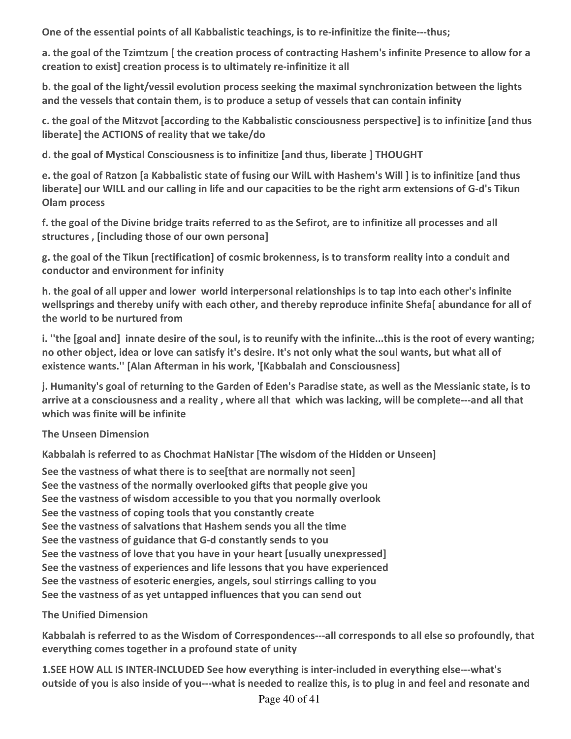**One of the essential points of all Kabbalistic teachings, is to re-infinitize the finite---thus;**

**a. the goal of the Tzimtzum [ the creation process of contracting Hashem's infinite Presence to allow for a creation to exist] creation process is to ultimately re-infinitize it all**

**b. the goal of the light/vessil evolution process seeking the maximal synchronization between the lights and the vessels that contain them, is to produce a setup of vessels that can contain infinity**

**c. the goal of the Mitzvot [according to the Kabbalistic consciousness perspective] is to infinitize [and thus liberate] the ACTIONS of reality that we take/do**

**d. the goal of Mystical Consciousness is to infinitize [and thus, liberate ] THOUGHT**

**e. the goal of Ratzon [a Kabbalistic state of fusing our WilL with Hashem's Will ] is to infinitize [and thus liberate] our WILL and our calling in life and our capacities to be the right arm extensions of G-d's Tikun Olam process**

**f. the goal of the Divine bridge traits referred to as the Sefirot, are to infinitize all processes and all structures , [including those of our own persona]**

**g. the goal of the Tikun [rectification] of cosmic brokenness, is to transform reality into a conduit and conductor and environment for infinity**

**h. the goal of all upper and lower world interpersonal relationships is to tap into each other's infinite wellsprings and thereby unify with each other, and thereby reproduce infinite Shefa[ abundance for all of the world to be nurtured from**

**i. ''the [goal and] innate desire of the soul, is to reunify with the infinite...this is the root of every wanting; no other object, idea or love can satisfy it's desire. It's not only what the soul wants, but what all of existence wants.'' [Alan Afterman in his work, '[Kabbalah and Consciousness]**

**j. Humanity's goal of returning to the Garden of Eden's Paradise state, as well as the Messianic state, is to arrive at a consciousness and a reality , where all that which was lacking, will be complete---and all that which was finite will be infinite**

**The Unseen Dimension**

**Kabbalah is referred to as Chochmat HaNistar [The wisdom of the Hidden or Unseen]**

**See the vastness of what there is to see[that are normally not seen]**
**See the vastness of the normally overlooked gifts that people give you**
**See the vastness of wisdom accessible to you that you normally overlook**
**See the vastness of coping tools that you constantly create**
**See the vastness of salvations that Hashem sends you all the time**
**See the vastness of guidance that G-d constantly sends to you**
**See the vastness of love that you have in your heart [usually unexpressed]**
**See the vastness of experiences and life lessons that you have experienced**
**See the vastness of esoteric energies, angels, soul stirrings calling to you**
**See the vastness of as yet untapped influences that you can send out**

**The Unified Dimension**

**Kabbalah is referred to as the Wisdom of Correspondences---all corresponds to all else so profoundly, that everything comes together in a profound state of unity**

**1.SEE HOW ALL IS INTER-INCLUDED See how everything is inter-included in everything else---what's outside of you is also inside of you---what is needed to realize this, is to plug in and feel and resonate and**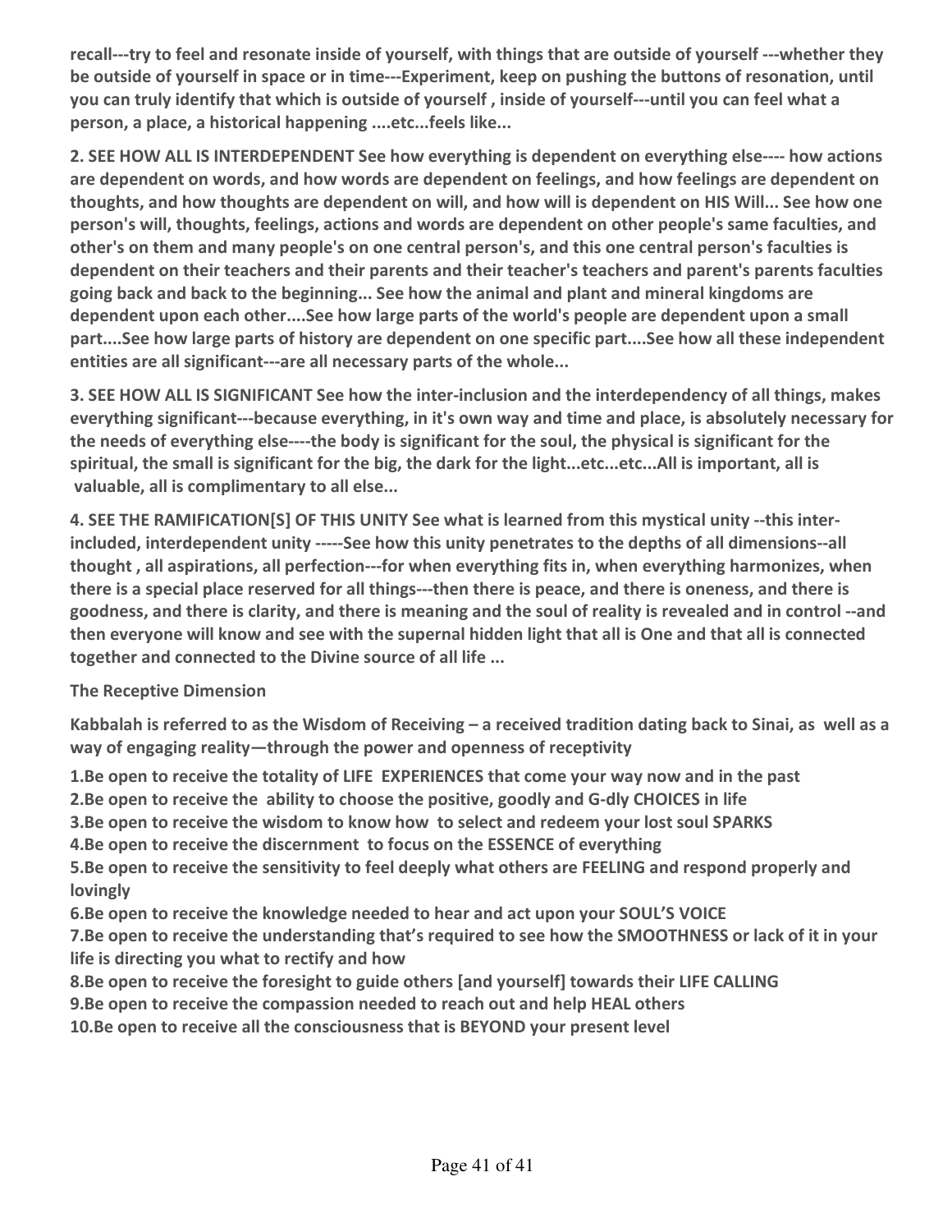**recall---try to feel and resonate inside of yourself, with things that are outside of yourself ---whether they be outside of yourself in space or in time---Experiment, keep on pushing the buttons of resonation, until you can truly identify that which is outside of yourself , inside of yourself---until you can feel what a person, a place, a historical happening ....etc...feels like...**

**2. SEE HOW ALL IS INTERDEPENDENT See how everything is dependent on everything else---- how actions are dependent on words, and how words are dependent on feelings, and how feelings are dependent on thoughts, and how thoughts are dependent on will, and how will is dependent on HIS Will... See how one person's will, thoughts, feelings, actions and words are dependent on other people's same faculties, and other's on them and many people's on one central person's, and this one central person's faculties is dependent on their teachers and their parents and their teacher's teachers and parent's parents faculties going back and back to the beginning... See how the animal and plant and mineral kingdoms are dependent upon each other....See how large parts of the world's people are dependent upon a small part....See how large parts of history are dependent on one specific part....See how all these independent entities are all significant---are all necessary parts of the whole...**

**3. SEE HOW ALL IS SIGNIFICANT See how the inter-inclusion and the interdependency of all things, makes everything significant---because everything, in it's own way and time and place, is absolutely necessary for the needs of everything else----the body is significant for the soul, the physical is significant for the spiritual, the small is significant for the big, the dark for the light...etc...etc...All is important, all is valuable, all is complimentary to all else...**

**4. SEE THE RAMIFICATION[S] OF THIS UNITY See what is learned from this mystical unity --this inter-included, interdependent unity -----See how this unity penetrates to the depths of all dimensions--all thought , all aspirations, all perfection---for when everything fits in, when everything harmonizes, when there is a special place reserved for all things---then there is peace, and there is oneness, and there is goodness, and there is clarity, and there is meaning and the soul of reality is revealed and in control --and then everyone will know and see with the supernal hidden light that all is One and that all is connected together and connected to the Divine source of all life ...**

**The Receptive Dimension**

**Kabbalah is referred to as the Wisdom of Receiving – a received tradition dating back to Sinai, as well as a way of engaging reality—through the power and openness of receptivity**

**1.Be open to receive the totality of LIFE EXPERIENCES that come your way now and in the past**
**2.Be open to receive the ability to choose the positive, goodly and G-dly CHOICES in life**
**3.Be open to receive the wisdom to know how to select and redeem your lost soul SPARKS**
**4.Be open to receive the discernment to focus on the ESSENCE of everything**
**5.Be open to receive the sensitivity to feel deeply what others are FEELING and respond properly and lovingly**
**6.Be open to receive the knowledge needed to hear and act upon your SOUL'S VOICE**
**7.Be open to receive the understanding that's required to see how the SMOOTHNESS or lack of it in your life is directing you what to rectify and how**
**8.Be open to receive the foresight to guide others [and yourself] towards their LIFE CALLING**
**9.Be open to receive the compassion needed to reach out and help HEAL others**
**10.Be open to receive all the consciousness that is BEYOND your present level**